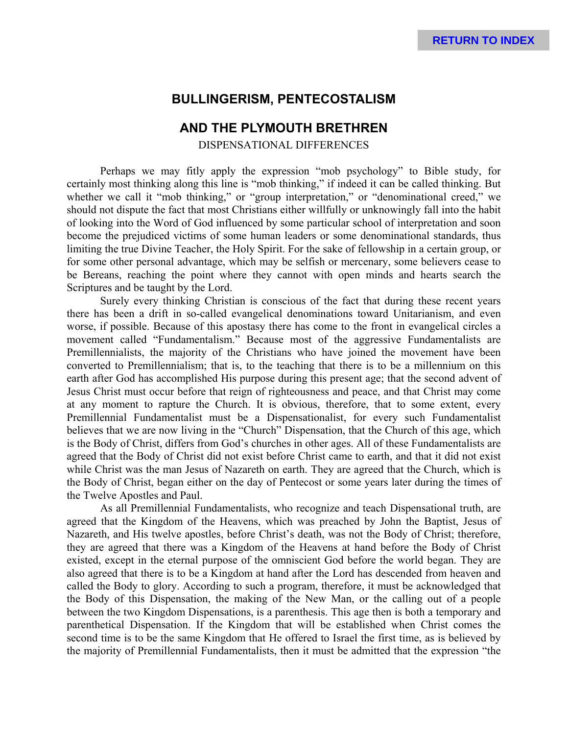# BULLINGERISM, PENTECOSTALISM

# AND THE PLYMOUTH BRETHREN

DISPENSATIONAL DIFFERENCES

Perhaps we may fitly apply the expression "mob psychology" to Bible study, for certainly most thinking along this line is "mob thinking," if indeed it can be called thinking. But whether we call it "mob thinking," or "group interpretation," or "denominational creed," we should not dispute the fact that most Christians either willfully or unknowingly fall into the habit of looking into the Word of God influenced by some particular school of interpretation and soon become the prejudiced victims of some human leaders or some denominational standards, thus limiting the true Divine Teacher, the Holy Spirit. For the sake of fellowship in a certain group, or for some other personal advantage, which may be selfish or mercenary, some believers cease to be Bereans, reaching the point where they cannot with open minds and hearts search the Scriptures and be taught by the Lord.

Surely every thinking Christian is conscious of the fact that during these recent years there has been a drift in so-called evangelical denominations toward Unitarianism, and even worse, if possible. Because of this apostasy there has come to the front in evangelical circles a movement called "Fundamentalism." Because most of the aggressive Fundamentalists are Premillennialists, the majority of the Christians who have joined the movement have been converted to Premillennialism; that is, to the teaching that there is to be a millennium on this earth after God has accomplished His purpose during this present age; that the second advent of Jesus Christ must occur before that reign of righteousness and peace, and that Christ may come at any moment to rapture the Church. It is obvious, therefore, that to some extent, every Premillennial Fundamentalist must be a Dispensationalist, for every such Fundamentalist believes that we are now living in the "Church" Dispensation, that the Church of this age, which is the Body of Christ, differs from God's churches in other ages. All of these Fundamentalists are agreed that the Body of Christ did not exist before Christ came to earth, and that it did not exist while Christ was the man Jesus of Nazareth on earth. They are agreed that the Church, which is the Body of Christ, began either on the day of Pentecost or some years later during the times of the Twelve Apostles and Paul.

As all Premillennial Fundamentalists, who recognize and teach Dispensational truth, are agreed that the Kingdom of the Heavens, which was preached by John the Baptist, Jesus of Nazareth, and His twelve apostles, before Christ's death, was not the Body of Christ; therefore, they are agreed that there was a Kingdom of the Heavens at hand before the Body of Christ existed, except in the eternal purpose of the omniscient God before the world began. They are also agreed that there is to be a Kingdom at hand after the Lord has descended from heaven and called the Body to glory. According to such a program, therefore, it must be acknowledged that the Body of this Dispensation, the making of the New Man, or the calling out of a people between the two Kingdom Dispensations, is a parenthesis. This age then is both a temporary and parenthetical Dispensation. If the Kingdom that will be established when Christ comes the second time is to be the same Kingdom that He offered to Israel the first time, as is believed by the majority of Premillennial Fundamentalists, then it must be admitted that the expression "the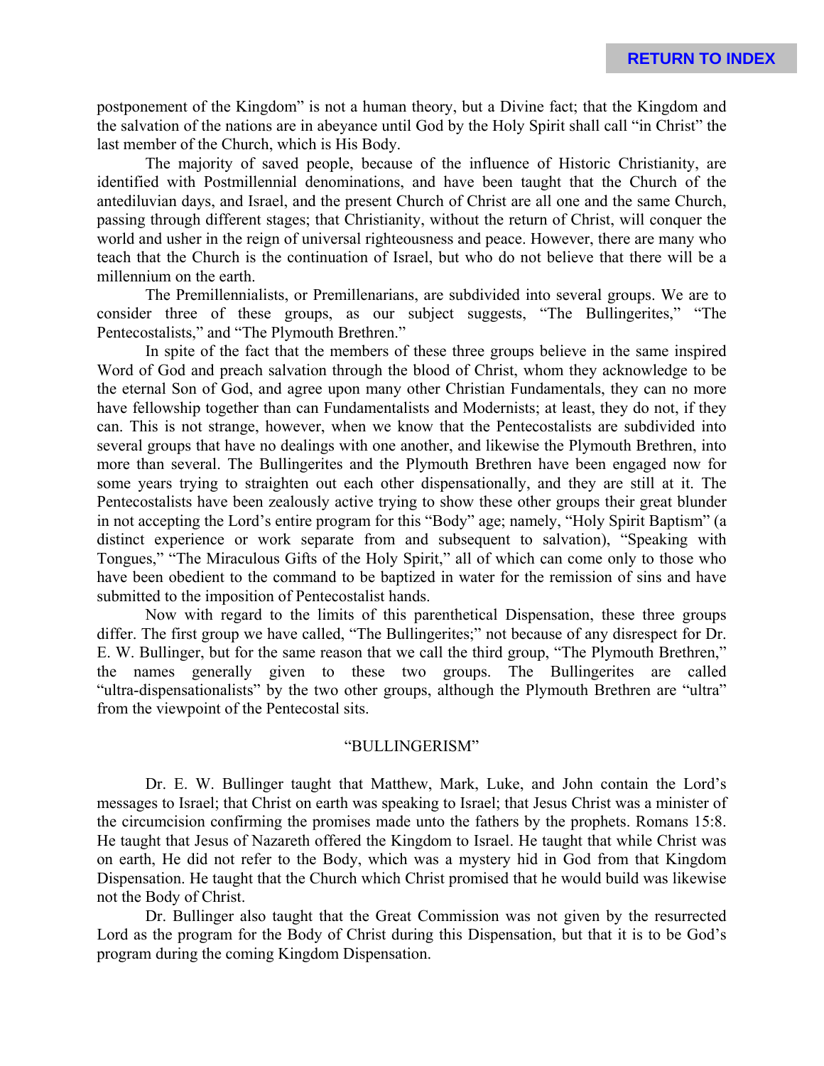postponement of the Kingdom" is not a human theory, but a Divine fact; that the Kingdom and the salvation of the nations are in abeyance until God by the Holy Spirit shall call "in Christ" the last member of the Church, which is His Body.

The majority of saved people, because of the influence of Historic Christianity, are identified with Postmillennial denominations, and have been taught that the Church of the antediluvian days, and Israel, and the present Church of Christ are all one and the same Church, passing through different stages; that Christianity, without the return of Christ, will conquer the world and usher in the reign of universal righteousness and peace. However, there are many who teach that the Church is the continuation of Israel, but who do not believe that there will be a millennium on the earth.

The Premillennialists, or Premillenarians, are subdivided into several groups. We are to consider three of these groups, as our subject suggests, "The Bullingerites," "The Pentecostalists," and "The Plymouth Brethren."

In spite of the fact that the members of these three groups believe in the same inspired Word of God and preach salvation through the blood of Christ, whom they acknowledge to be the eternal Son of God, and agree upon many other Christian Fundamentals, they can no more have fellowship together than can Fundamentalists and Modernists; at least, they do not, if they can. This is not strange, however, when we know that the Pentecostalists are subdivided into several groups that have no dealings with one another, and likewise the Plymouth Brethren, into more than several. The Bullingerites and the Plymouth Brethren have been engaged now for some years trying to straighten out each other dispensationally, and they are still at it. The Pentecostalists have been zealously active trying to show these other groups their great blunder in not accepting the Lord's entire program for this "Body" age; namely, "Holy Spirit Baptism" (a distinct experience or work separate from and subsequent to salvation), "Speaking with Tongues," "The Miraculous Gifts of the Holy Spirit," all of which can come only to those who have been obedient to the command to be baptized in water for the remission of sins and have submitted to the imposition of Pentecostalist hands.

Now with regard to the limits of this parenthetical Dispensation, these three groups differ. The first group we have called, "The Bullingerites;" not because of any disrespect for Dr. E. W. Bullinger, but for the same reason that we call the third group, "The Plymouth Brethren," the names generally given to these two groups. The Bullingerites are called "ultra-dispensationalists" by the two other groups, although the Plymouth Brethren are "ultra" from the viewpoint of the Pentecostal sits.

## "BULLINGERISM"

Dr. E. W. Bullinger taught that Matthew, Mark, Luke, and John contain the Lord's messages to Israel; that Christ on earth was speaking to Israel; that Jesus Christ was a minister of the circumcision confirming the promises made unto the fathers by the prophets. Romans 15:8. He taught that Jesus of Nazareth offered the Kingdom to Israel. He taught that while Christ was on earth, He did not refer to the Body, which was a mystery hid in God from that Kingdom Dispensation. He taught that the Church which Christ promised that he would build was likewise not the Body of Christ.

Dr. Bullinger also taught that the Great Commission was not given by the resurrected Lord as the program for the Body of Christ during this Dispensation, but that it is to be God's program during the coming Kingdom Dispensation.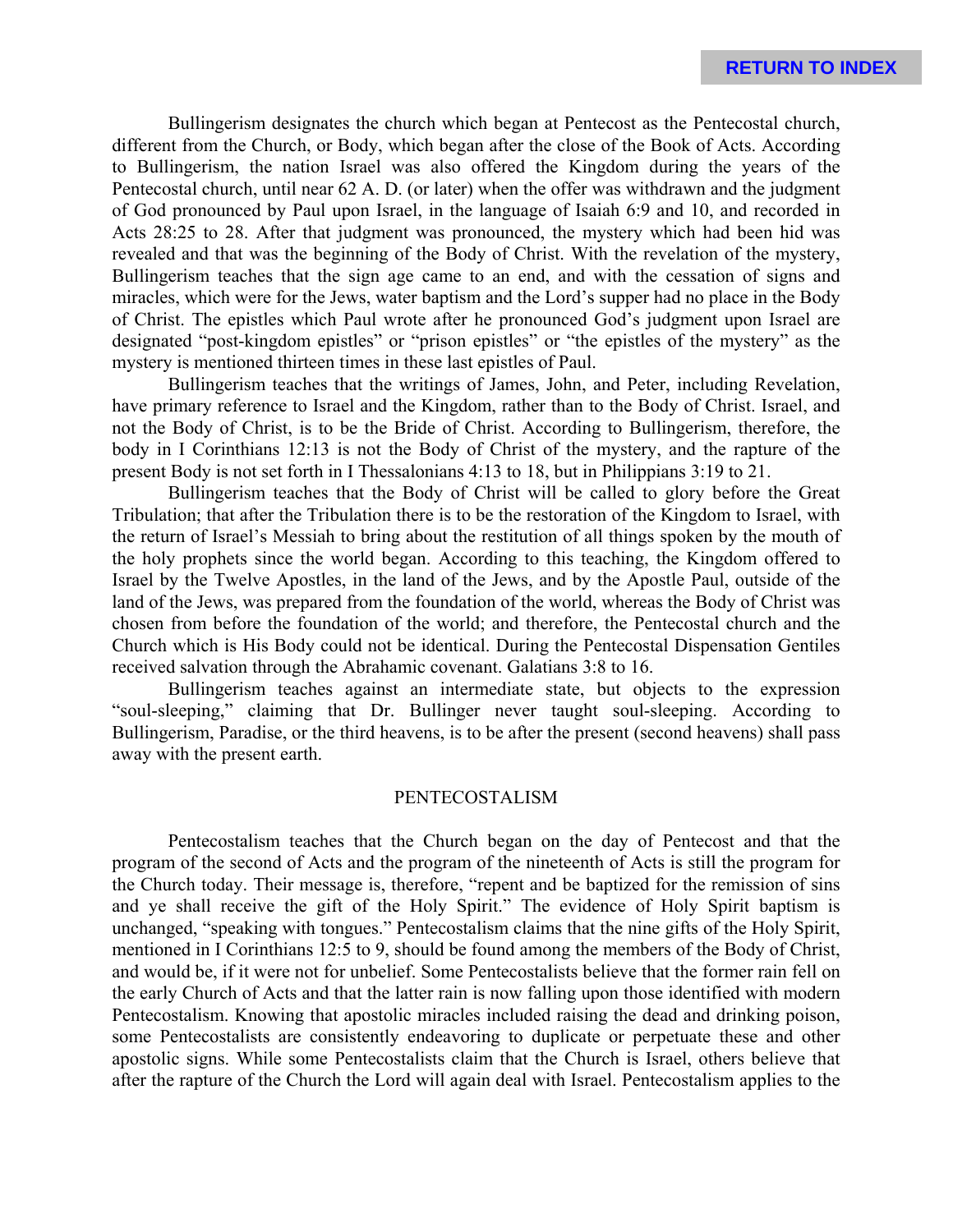Bullingerism designates the church which began at Pentecost as the Pentecostal church, different from the Church, or Body, which began after the close of the Book of Acts. According to Bullingerism, the nation Israel was also offered the Kingdom during the years of the Pentecostal church, until near 62 A. D. (or later) when the offer was withdrawn and the judgment of God pronounced by Paul upon Israel, in the language of Isaiah 6:9 and 10, and recorded in Acts 28:25 to 28. After that judgment was pronounced, the mystery which had been hid was revealed and that was the beginning of the Body of Christ. With the revelation of the mystery, Bullingerism teaches that the sign age came to an end, and with the cessation of signs and miracles, which were for the Jews, water baptism and the Lord's supper had no place in the Body of Christ. The epistles which Paul wrote after he pronounced God's judgment upon Israel are designated "post-kingdom epistles" or "prison epistles" or "the epistles of the mystery" as the mystery is mentioned thirteen times in these last epistles of Paul.

Bullingerism teaches that the writings of James, John, and Peter, including Revelation, have primary reference to Israel and the Kingdom, rather than to the Body of Christ. Israel, and not the Body of Christ, is to be the Bride of Christ. According to Bullingerism, therefore, the body in I Corinthians 12:13 is not the Body of Christ of the mystery, and the rapture of the present Body is not set forth in I Thessalonians 4:13 to 18, but in Philippians 3:19 to 21.

Bullingerism teaches that the Body of Christ will be called to glory before the Great Tribulation; that after the Tribulation there is to be the restoration of the Kingdom to Israel, with the return of Israel's Messiah to bring about the restitution of all things spoken by the mouth of the holy prophets since the world began. According to this teaching, the Kingdom offered to Israel by the Twelve Apostles, in the land of the Jews, and by the Apostle Paul, outside of the land of the Jews, was prepared from the foundation of the world, whereas the Body of Christ was chosen from before the foundation of the world; and therefore, the Pentecostal church and the Church which is His Body could not be identical. During the Pentecostal Dispensation Gentiles received salvation through the Abrahamic covenant. Galatians 3:8 to 16.

Bullingerism teaches against an intermediate state, but objects to the expression "soul-sleeping," claiming that Dr. Bullinger never taught soul-sleeping. According to Bullingerism, Paradise, or the third heavens, is to be after the present (second heavens) shall pass away with the present earth.

## PENTECOSTALISM

Pentecostalism teaches that the Church began on the day of Pentecost and that the program of the second of Acts and the program of the nineteenth of Acts is still the program for the Church today. Their message is, therefore, "repent and be baptized for the remission of sins and ye shall receive the gift of the Holy Spirit." The evidence of Holy Spirit baptism is unchanged, "speaking with tongues." Pentecostalism claims that the nine gifts of the Holy Spirit, mentioned in I Corinthians 12:5 to 9, should be found among the members of the Body of Christ, and would be, if it were not for unbelief. Some Pentecostalists believe that the former rain fell on the early Church of Acts and that the latter rain is now falling upon those identified with modern Pentecostalism. Knowing that apostolic miracles included raising the dead and drinking poison, some Pentecostalists are consistently endeavoring to duplicate or perpetuate these and other apostolic signs. While some Pentecostalists claim that the Church is Israel, others believe that after the rapture of the Church the Lord will again deal with Israel. Pentecostalism applies to the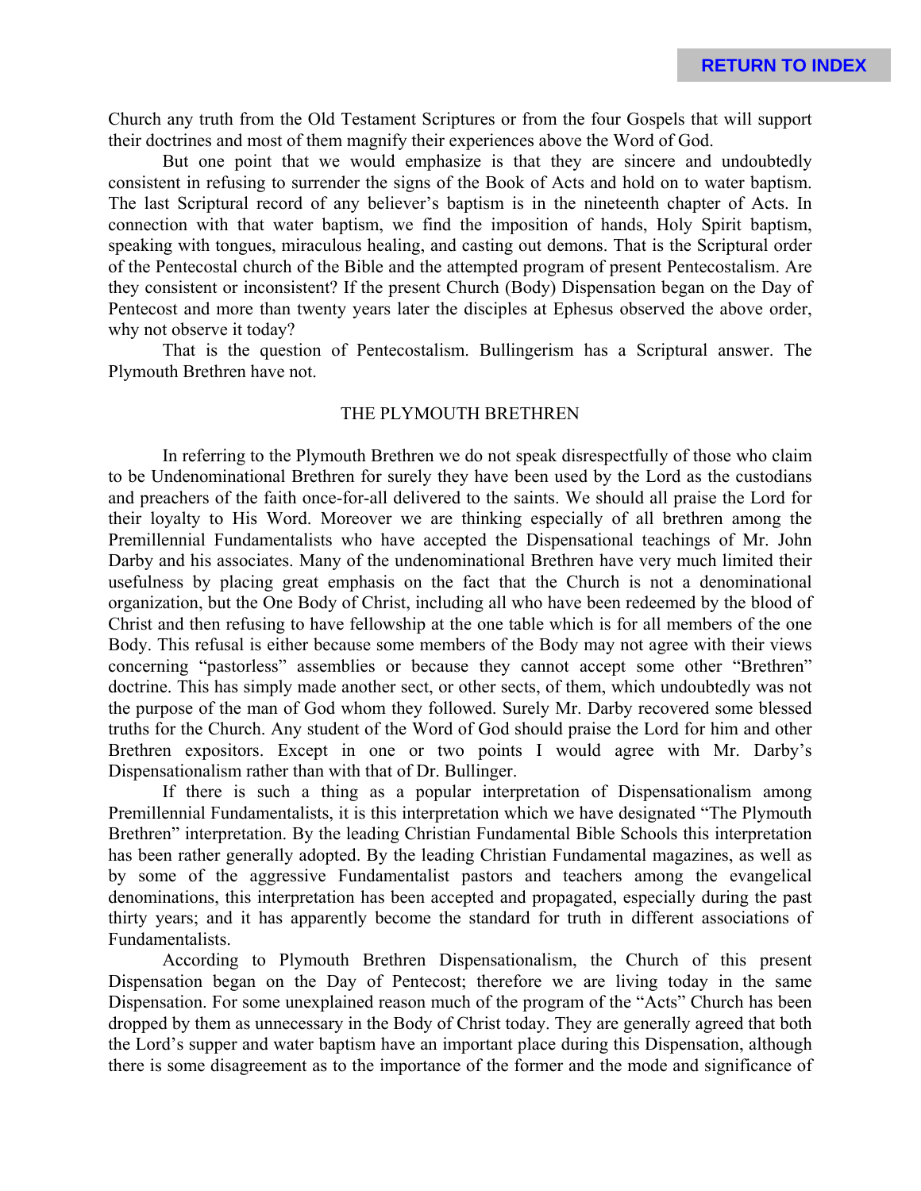Church any truth from the Old Testament Scriptures or from the four Gospels that will support their doctrines and most of them magnify their experiences above the Word of God.

But one point that we would emphasize is that they are sincere and undoubtedly consistent in refusing to surrender the signs of the Book of Acts and hold on to water baptism. The last Scriptural record of any believer's baptism is in the nineteenth chapter of Acts. In connection with that water baptism, we find the imposition of hands, Holy Spirit baptism, speaking with tongues, miraculous healing, and casting out demons. That is the Scriptural order of the Pentecostal church of the Bible and the attempted program of present Pentecostalism. Are they consistent or inconsistent? If the present Church (Body) Dispensation began on the Day of Pentecost and more than twenty years later the disciples at Ephesus observed the above order, why not observe it today?

That is the question of Pentecostalism. Bullingerism has a Scriptural answer. The Plymouth Brethren have not.

## THE PLYMOUTH BRETHREN

In referring to the Plymouth Brethren we do not speak disrespectfully of those who claim to be Undenominational Brethren for surely they have been used by the Lord as the custodians and preachers of the faith once-for-all delivered to the saints. We should all praise the Lord for their loyalty to His Word. Moreover we are thinking especially of all brethren among the Premillennial Fundamentalists who have accepted the Dispensational teachings of Mr. John Darby and his associates. Many of the undenominational Brethren have very much limited their usefulness by placing great emphasis on the fact that the Church is not a denominational organization, but the One Body of Christ, including all who have been redeemed by the blood of Christ and then refusing to have fellowship at the one table which is for all members of the one Body. This refusal is either because some members of the Body may not agree with their views concerning "pastorless" assemblies or because they cannot accept some other "Brethren" doctrine. This has simply made another sect, or other sects, of them, which undoubtedly was not the purpose of the man of God whom they followed. Surely Mr. Darby recovered some blessed truths for the Church. Any student of the Word of God should praise the Lord for him and other Brethren expositors. Except in one or two points I would agree with Mr. Darby's Dispensationalism rather than with that of Dr. Bullinger.

If there is such a thing as a popular interpretation of Dispensationalism among Premillennial Fundamentalists, it is this interpretation which we have designated "The Plymouth Brethren" interpretation. By the leading Christian Fundamental Bible Schools this interpretation has been rather generally adopted. By the leading Christian Fundamental magazines, as well as by some of the aggressive Fundamentalist pastors and teachers among the evangelical denominations, this interpretation has been accepted and propagated, especially during the past thirty years; and it has apparently become the standard for truth in different associations of Fundamentalists.

According to Plymouth Brethren Dispensationalism, the Church of this present Dispensation began on the Day of Pentecost; therefore we are living today in the same Dispensation. For some unexplained reason much of the program of the "Acts" Church has been dropped by them as unnecessary in the Body of Christ today. They are generally agreed that both the Lord's supper and water baptism have an important place during this Dispensation, although there is some disagreement as to the importance of the former and the mode and significance of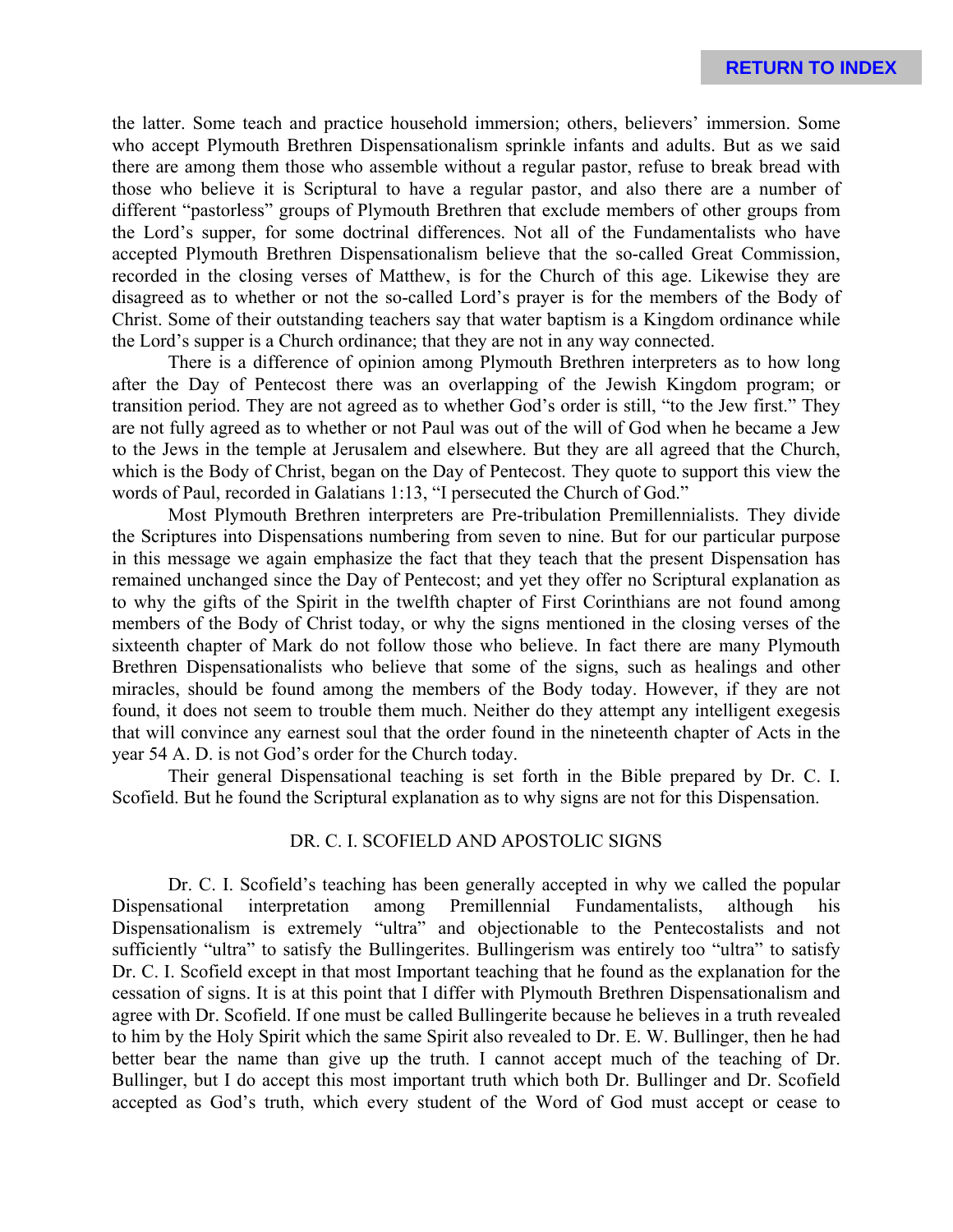the latter. Some teach and practice household immersion; others, believers' immersion. Some who accept Plymouth Brethren Dispensationalism sprinkle infants and adults. But as we said there are among them those who assemble without a regular pastor, refuse to break bread with those who believe it is Scriptural to have a regular pastor, and also there are a number of different "pastorless" groups of Plymouth Brethren that exclude members of other groups from the Lord's supper, for some doctrinal differences. Not all of the Fundamentalists who have accepted Plymouth Brethren Dispensationalism believe that the so-called Great Commission, recorded in the closing verses of Matthew, is for the Church of this age. Likewise they are disagreed as to whether or not the so-called Lord's prayer is for the members of the Body of Christ. Some of their outstanding teachers say that water baptism is a Kingdom ordinance while the Lord's supper is a Church ordinance; that they are not in any way connected.

There is a difference of opinion among Plymouth Brethren interpreters as to how long after the Day of Pentecost there was an overlapping of the Jewish Kingdom program; or transition period. They are not agreed as to whether God's order is still, "to the Jew first." They are not fully agreed as to whether or not Paul was out of the will of God when he became a Jew to the Jews in the temple at Jerusalem and elsewhere. But they are all agreed that the Church, which is the Body of Christ, began on the Day of Pentecost. They quote to support this view the words of Paul, recorded in Galatians 1:13, "I persecuted the Church of God."

Most Plymouth Brethren interpreters are Pre-tribulation Premillennialists. They divide the Scriptures into Dispensations numbering from seven to nine. But for our particular purpose in this message we again emphasize the fact that they teach that the present Dispensation has remained unchanged since the Day of Pentecost; and yet they offer no Scriptural explanation as to why the gifts of the Spirit in the twelfth chapter of First Corinthians are not found among members of the Body of Christ today, or why the signs mentioned in the closing verses of the sixteenth chapter of Mark do not follow those who believe. In fact there are many Plymouth Brethren Dispensationalists who believe that some of the signs, such as healings and other miracles, should be found among the members of the Body today. However, if they are not found, it does not seem to trouble them much. Neither do they attempt any intelligent exegesis that will convince any earnest soul that the order found in the nineteenth chapter of Acts in the year 54 A. D. is not God's order for the Church today.

Their general Dispensational teaching is set forth in the Bible prepared by Dr. C. I. Scofield. But he found the Scriptural explanation as to why signs are not for this Dispensation.

## DR. C. I. SCOFIELD AND APOSTOLIC SIGNS

Dr. C. I. Scofield's teaching has been generally accepted in why we called the popular Dispensational interpretation among Premillennial Fundamentalists, although his Dispensationalism is extremely "ultra" and objectionable to the Pentecostalists and not sufficiently "ultra" to satisfy the Bullingerites. Bullingerism was entirely too "ultra" to satisfy Dr. C. I. Scofield except in that most Important teaching that he found as the explanation for the cessation of signs. It is at this point that I differ with Plymouth Brethren Dispensationalism and agree with Dr. Scofield. If one must be called Bullingerite because he believes in a truth revealed to him by the Holy Spirit which the same Spirit also revealed to Dr. E. W. Bullinger, then he had better bear the name than give up the truth. I cannot accept much of the teaching of Dr. Bullinger, but I do accept this most important truth which both Dr. Bullinger and Dr. Scofield accepted as God's truth, which every student of the Word of God must accept or cease to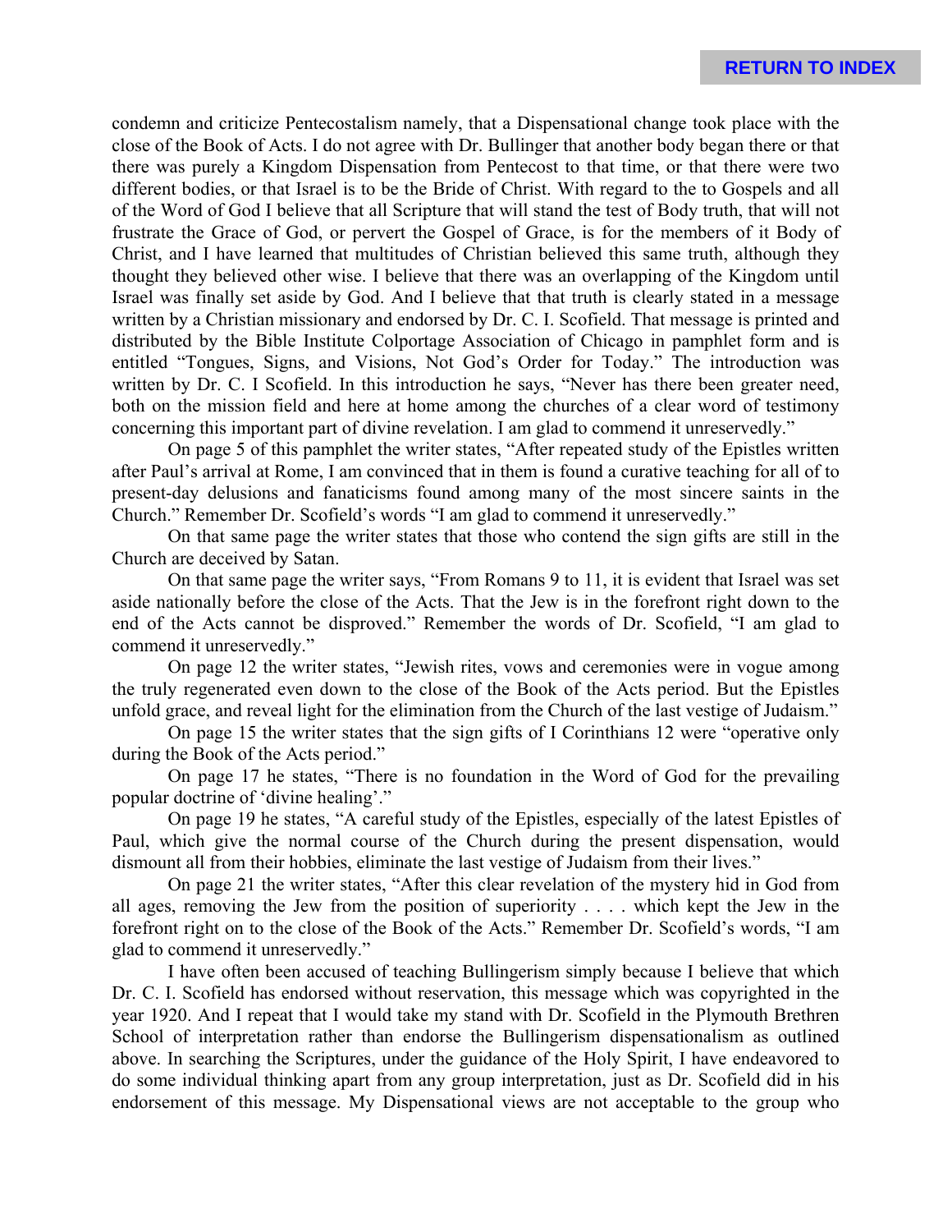condemn and criticize Pentecostalism namely, that a Dispensational change took place with the close of the Book of Acts. I do not agree with Dr. Bullinger that another body began there or that there was purely a Kingdom Dispensation from Pentecost to that time, or that there were two different bodies, or that Israel is to be the Bride of Christ. With regard to the to Gospels and all of the Word of God I believe that all Scripture that will stand the test of Body truth, that will not frustrate the Grace of God, or pervert the Gospel of Grace, is for the members of it Body of Christ, and I have learned that multitudes of Christian believed this same truth, although they thought they believed other wise. I believe that there was an overlapping of the Kingdom until Israel was finally set aside by God. And I believe that that truth is clearly stated in a message written by a Christian missionary and endorsed by Dr. C. I. Scofield. That message is printed and distributed by the Bible Institute Colportage Association of Chicago in pamphlet form and is entitled "Tongues, Signs, and Visions, Not God's Order for Today." The introduction was written by Dr. C. I Scofield. In this introduction he says, "Never has there been greater need, both on the mission field and here at home among the churches of a clear word of testimony concerning this important part of divine revelation. I am glad to commend it unreservedly."

On page 5 of this pamphlet the writer states, "After repeated study of the Epistles written after Paul's arrival at Rome, I am convinced that in them is found a curative teaching for all of to present-day delusions and fanaticisms found among many of the most sincere saints in the Church." Remember Dr. Scofield's words "I am glad to commend it unreservedly."

On that same page the writer states that those who contend the sign gifts are still in the Church are deceived by Satan.

On that same page the writer says, "From Romans 9 to 11, it is evident that Israel was set aside nationally before the close of the Acts. That the Jew is in the forefront right down to the end of the Acts cannot be disproved." Remember the words of Dr. Scofield, "I am glad to commend it unreservedly."

On page 12 the writer states, "Jewish rites, vows and ceremonies were in vogue among the truly regenerated even down to the close of the Book of the Acts period. But the Epistles unfold grace, and reveal light for the elimination from the Church of the last vestige of Judaism."

On page 15 the writer states that the sign gifts of I Corinthians 12 were "operative only during the Book of the Acts period."

On page 17 he states, "There is no foundation in the Word of God for the prevailing popular doctrine of 'divine healing'."

On page 19 he states, "A careful study of the Epistles, especially of the latest Epistles of Paul, which give the normal course of the Church during the present dispensation, would dismount all from their hobbies, eliminate the last vestige of Judaism from their lives."

On page 21 the writer states, "After this clear revelation of the mystery hid in God from all ages, removing the Jew from the position of superiority . . . . which kept the Jew in the forefront right on to the close of the Book of the Acts." Remember Dr. Scofield's words, "I am glad to commend it unreservedly."

I have often been accused of teaching Bullingerism simply because I believe that which Dr. C. I. Scofield has endorsed without reservation, this message which was copyrighted in the year 1920. And I repeat that I would take my stand with Dr. Scofield in the Plymouth Brethren School of interpretation rather than endorse the Bullingerism dispensationalism as outlined above. In searching the Scriptures, under the guidance of the Holy Spirit, I have endeavored to do some individual thinking apart from any group interpretation, just as Dr. Scofield did in his endorsement of this message. My Dispensational views are not acceptable to the group who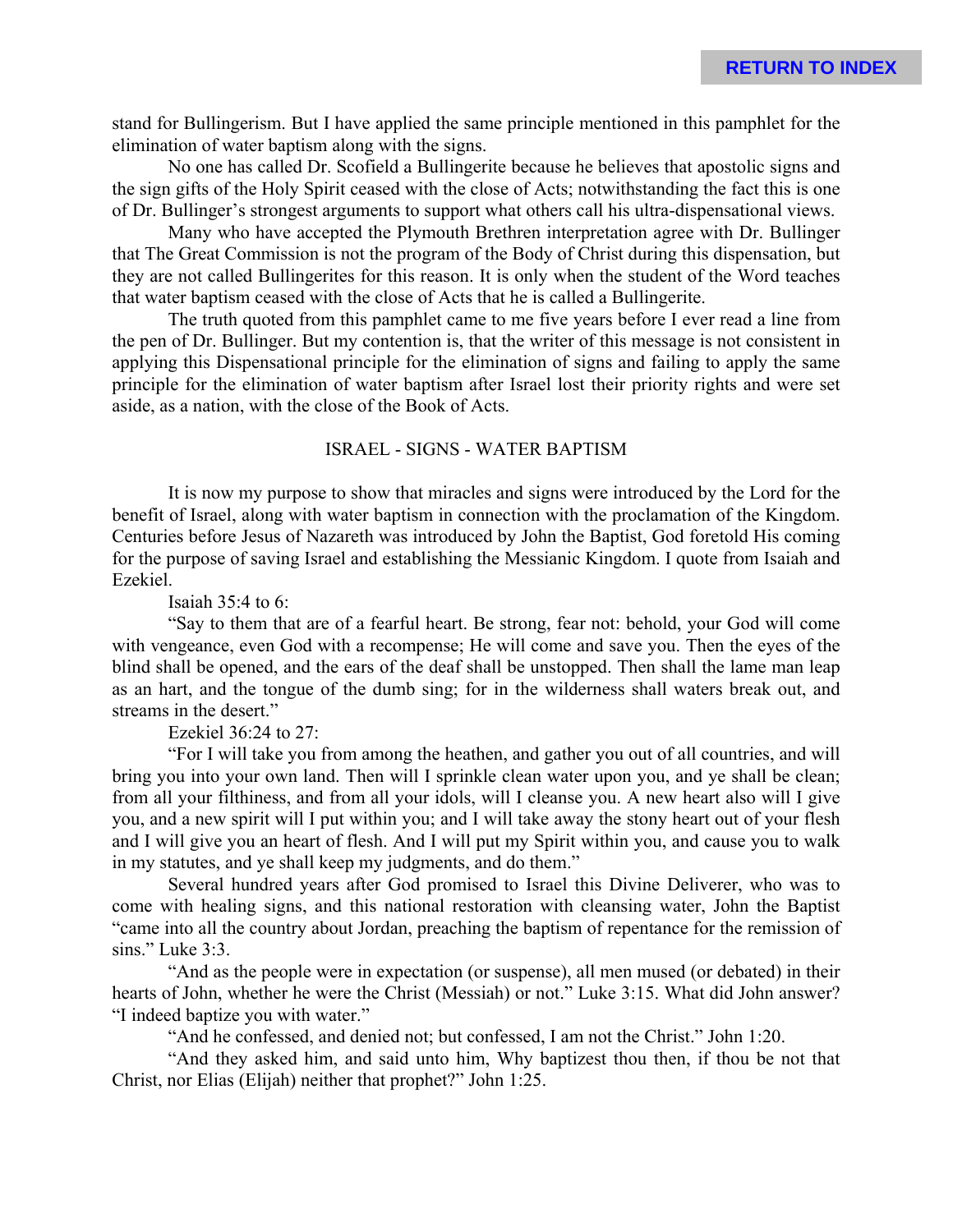stand for Bullingerism. But I have applied the same principle mentioned in this pamphlet for the elimination of water baptism along with the signs.

No one has called Dr. Scofield a Bullingerite because he believes that apostolic signs and the sign gifts of the Holy Spirit ceased with the close of Acts; notwithstanding the fact this is one of Dr. Bullinger's strongest arguments to support what others call his ultra-dispensational views.

Many who have accepted the Plymouth Brethren interpretation agree with Dr. Bullinger that The Great Commission is not the program of the Body of Christ during this dispensation, but they are not called Bullingerites for this reason. It is only when the student of the Word teaches that water baptism ceased with the close of Acts that he is called a Bullingerite.

The truth quoted from this pamphlet came to me five years before I ever read a line from the pen of Dr. Bullinger. But my contention is, that the writer of this message is not consistent in applying this Dispensational principle for the elimination of signs and failing to apply the same principle for the elimination of water baptism after Israel lost their priority rights and were set aside, as a nation, with the close of the Book of Acts.

## ISRAEL - SIGNS - WATER BAPTISM

It is now my purpose to show that miracles and signs were introduced by the Lord for the benefit of Israel, along with water baptism in connection with the proclamation of the Kingdom. Centuries before Jesus of Nazareth was introduced by John the Baptist, God foretold His coming for the purpose of saving Israel and establishing the Messianic Kingdom. I quote from Isaiah and Ezekiel.

Isaiah 35:4 to 6:

"Say to them that are of a fearful heart. Be strong, fear not: behold, your God will come with vengeance, even God with a recompense; He will come and save you. Then the eyes of the blind shall be opened, and the ears of the deaf shall be unstopped. Then shall the lame man leap as an hart, and the tongue of the dumb sing; for in the wilderness shall waters break out, and streams in the desert."

Ezekiel 36:24 to 27:

"For I will take you from among the heathen, and gather you out of all countries, and will bring you into your own land. Then will I sprinkle clean water upon you, and ye shall be clean; from all your filthiness, and from all your idols, will I cleanse you. A new heart also will I give you, and a new spirit will I put within you; and I will take away the stony heart out of your flesh and I will give you an heart of flesh. And I will put my Spirit within you, and cause you to walk in my statutes, and ye shall keep my judgments, and do them."

Several hundred years after God promised to Israel this Divine Deliverer, who was to come with healing signs, and this national restoration with cleansing water, John the Baptist "came into all the country about Jordan, preaching the baptism of repentance for the remission of sins." Luke 3:3.

"And as the people were in expectation (or suspense), all men mused (or debated) in their hearts of John, whether he were the Christ (Messiah) or not." Luke 3:15. What did John answer? "I indeed baptize you with water."

"And he confessed, and denied not; but confessed, I am not the Christ." John 1:20.

"And they asked him, and said unto him, Why baptizest thou then, if thou be not that Christ, nor Elias (Elijah) neither that prophet?" John 1:25.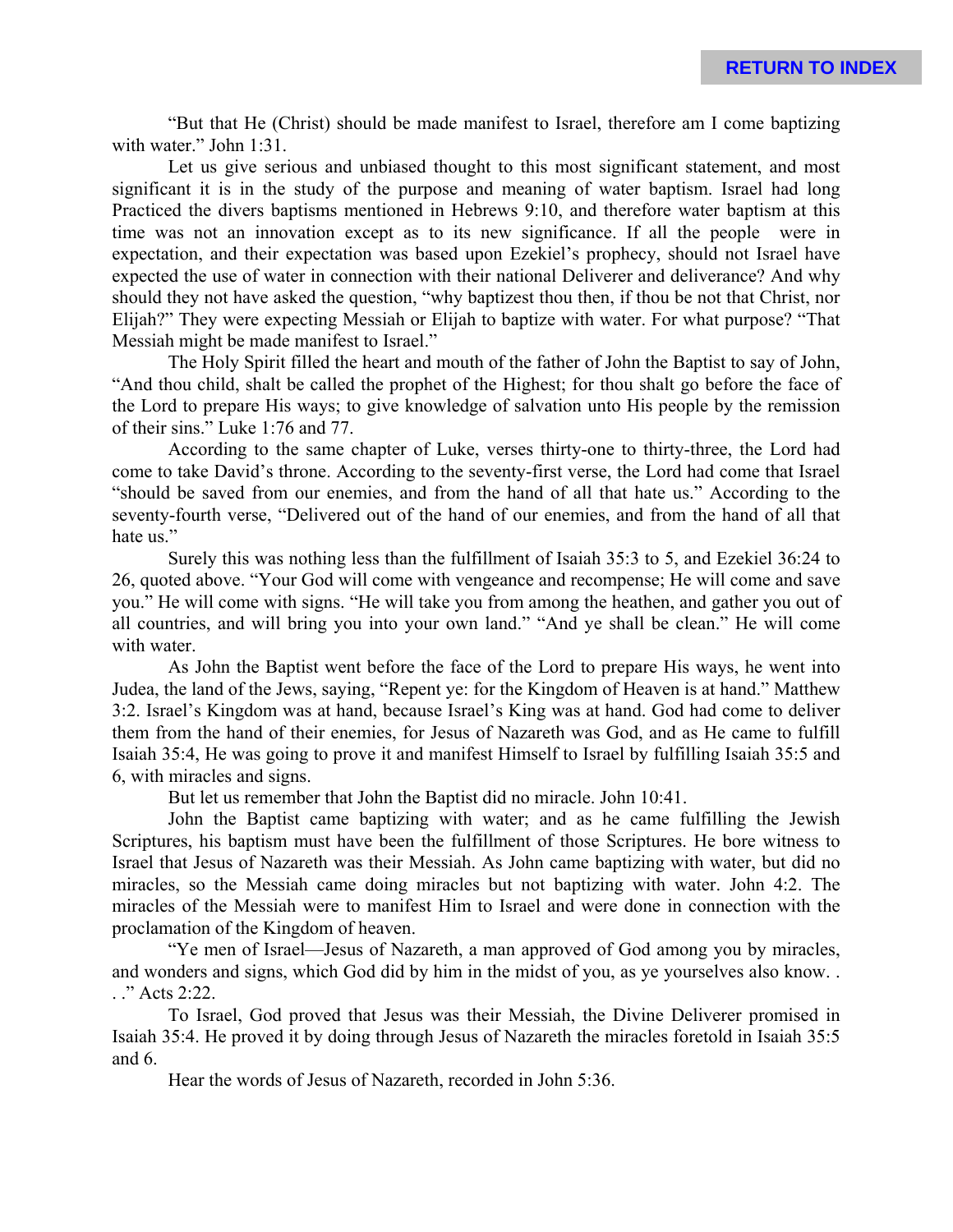"But that He (Christ) should be made manifest to Israel, therefore am I come baptizing with water." John 1:31.

Let us give serious and unbiased thought to this most significant statement, and most significant it is in the study of the purpose and meaning of water baptism. Israel had long Practiced the divers baptisms mentioned in Hebrews 9:10, and therefore water baptism at this time was not an innovation except as to its new significance. If all the people were in expectation, and their expectation was based upon Ezekiel's prophecy, should not Israel have expected the use of water in connection with their national Deliverer and deliverance? And why should they not have asked the question, "why baptizest thou then, if thou be not that Christ, nor Elijah?" They were expecting Messiah or Elijah to baptize with water. For what purpose? "That Messiah might be made manifest to Israel."

The Holy Spirit filled the heart and mouth of the father of John the Baptist to say of John, "And thou child, shalt be called the prophet of the Highest; for thou shalt go before the face of the Lord to prepare His ways; to give knowledge of salvation unto His people by the remission of their sins." Luke 1:76 and 77.

According to the same chapter of Luke, verses thirty-one to thirty-three, the Lord had come to take David's throne. According to the seventy-first verse, the Lord had come that Israel "should be saved from our enemies, and from the hand of all that hate us." According to the seventy-fourth verse, "Delivered out of the hand of our enemies, and from the hand of all that hate us."

Surely this was nothing less than the fulfillment of Isaiah 35:3 to 5, and Ezekiel 36:24 to 26, quoted above. "Your God will come with vengeance and recompense; He will come and save you." He will come with signs. "He will take you from among the heathen, and gather you out of all countries, and will bring you into your own land." "And ye shall be clean." He will come with water.

As John the Baptist went before the face of the Lord to prepare His ways, he went into Judea, the land of the Jews, saying, "Repent ye: for the Kingdom of Heaven is at hand." Matthew 3:2. Israel's Kingdom was at hand, because Israel's King was at hand. God had come to deliver them from the hand of their enemies, for Jesus of Nazareth was God, and as He came to fulfill Isaiah 35:4, He was going to prove it and manifest Himself to Israel by fulfilling Isaiah 35:5 and 6, with miracles and signs.

But let us remember that John the Baptist did no miracle. John 10:41.

John the Baptist came baptizing with water; and as he came fulfilling the Jewish Scriptures, his baptism must have been the fulfillment of those Scriptures. He bore witness to Israel that Jesus of Nazareth was their Messiah. As John came baptizing with water, but did no miracles, so the Messiah came doing miracles but not baptizing with water. John 4:2. The miracles of the Messiah were to manifest Him to Israel and were done in connection with the proclamation of the Kingdom of heaven.

"Ye men of Israel—Jesus of Nazareth, a man approved of God among you by miracles, and wonders and signs, which God did by him in the midst of you, as ye yourselves also know. . . ." Acts 2:22.

To Israel, God proved that Jesus was their Messiah, the Divine Deliverer promised in Isaiah 35:4. He proved it by doing through Jesus of Nazareth the miracles foretold in Isaiah 35:5 and 6.

Hear the words of Jesus of Nazareth, recorded in John 5:36.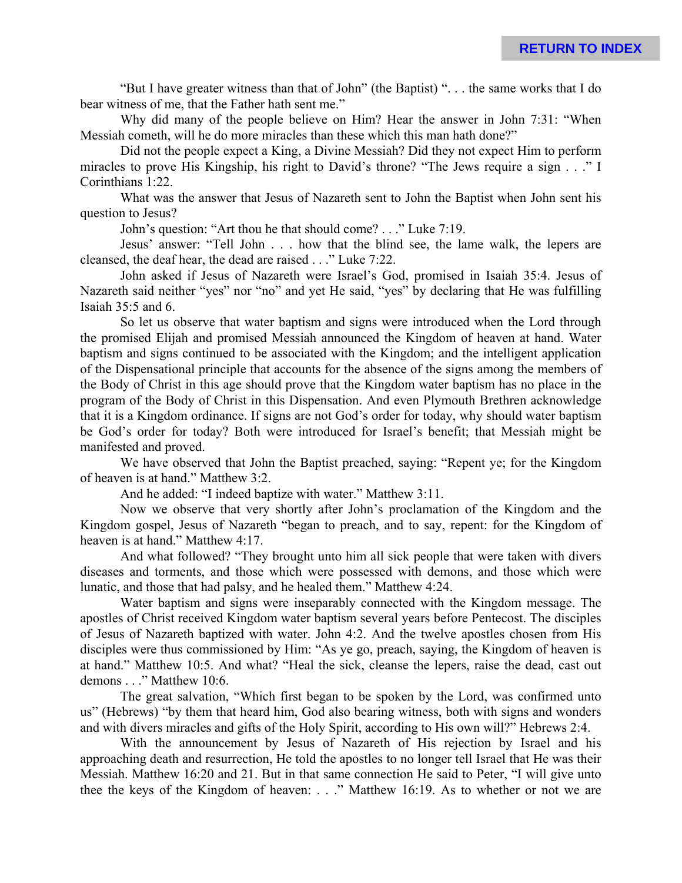"But I have greater witness than that of John" (the Baptist) ". . . the same works that I do bear witness of me, that the Father hath sent me."

Why did many of the people believe on Him? Hear the answer in John 7:31: "When Messiah cometh, will he do more miracles than these which this man hath done?"

Did not the people expect a King, a Divine Messiah? Did they not expect Him to perform miracles to prove His Kingship, his right to David's throne? "The Jews require a sign . . ." I Corinthians 1:22.

What was the answer that Jesus of Nazareth sent to John the Baptist when John sent his question to Jesus?

John's question: "Art thou he that should come? . . ." Luke 7:19.

Jesus' answer: "Tell John . . . how that the blind see, the lame walk, the lepers are cleansed, the deaf hear, the dead are raised . . ." Luke 7:22.

John asked if Jesus of Nazareth were Israel's God, promised in Isaiah 35:4. Jesus of Nazareth said neither "yes" nor "no" and yet He said, "yes" by declaring that He was fulfilling Isaiah 35:5 and 6.

So let us observe that water baptism and signs were introduced when the Lord through the promised Elijah and promised Messiah announced the Kingdom of heaven at hand. Water baptism and signs continued to be associated with the Kingdom; and the intelligent application of the Dispensational principle that accounts for the absence of the signs among the members of the Body of Christ in this age should prove that the Kingdom water baptism has no place in the program of the Body of Christ in this Dispensation. And even Plymouth Brethren acknowledge that it is a Kingdom ordinance. If signs are not God's order for today, why should water baptism be God's order for today? Both were introduced for Israel's benefit; that Messiah might be manifested and proved.

We have observed that John the Baptist preached, saying: "Repent ye; for the Kingdom of heaven is at hand." Matthew 3:2.

And he added: "I indeed baptize with water." Matthew 3:11.

Now we observe that very shortly after John's proclamation of the Kingdom and the Kingdom gospel, Jesus of Nazareth "began to preach, and to say, repent: for the Kingdom of heaven is at hand." Matthew 4:17.

And what followed? "They brought unto him all sick people that were taken with divers diseases and torments, and those which were possessed with demons, and those which were lunatic, and those that had palsy, and he healed them." Matthew 4:24.

Water baptism and signs were inseparably connected with the Kingdom message. The apostles of Christ received Kingdom water baptism several years before Pentecost. The disciples of Jesus of Nazareth baptized with water. John 4:2. And the twelve apostles chosen from His disciples were thus commissioned by Him: "As ye go, preach, saying, the Kingdom of heaven is at hand." Matthew 10:5. And what? "Heal the sick, cleanse the lepers, raise the dead, cast out demons . . ." Matthew 10:6.

The great salvation, "Which first began to be spoken by the Lord, was confirmed unto us" (Hebrews) "by them that heard him, God also bearing witness, both with signs and wonders and with divers miracles and gifts of the Holy Spirit, according to His own will?" Hebrews 2:4.

With the announcement by Jesus of Nazareth of His rejection by Israel and his approaching death and resurrection, He told the apostles to no longer tell Israel that He was their Messiah. Matthew 16:20 and 21. But in that same connection He said to Peter, "I will give unto thee the keys of the Kingdom of heaven: . . ." Matthew 16:19. As to whether or not we are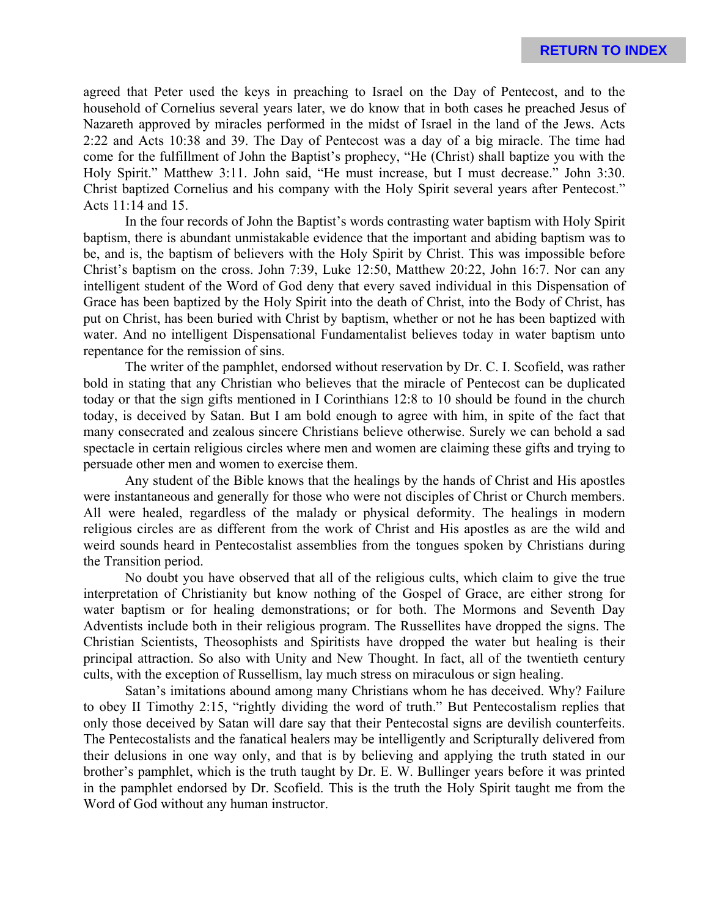agreed that Peter used the keys in preaching to Israel on the Day of Pentecost, and to the household of Cornelius several years later, we do know that in both cases he preached Jesus of Nazareth approved by miracles performed in the midst of Israel in the land of the Jews. Acts 2:22 and Acts 10:38 and 39. The Day of Pentecost was a day of a big miracle. The time had come for the fulfillment of John the Baptist's prophecy, "He (Christ) shall baptize you with the Holy Spirit." Matthew 3:11. John said, "He must increase, but I must decrease." John 3:30. Christ baptized Cornelius and his company with the Holy Spirit several years after Pentecost." Acts 11:14 and 15.

In the four records of John the Baptist's words contrasting water baptism with Holy Spirit baptism, there is abundant unmistakable evidence that the important and abiding baptism was to be, and is, the baptism of believers with the Holy Spirit by Christ. This was impossible before Christ's baptism on the cross. John 7:39, Luke 12:50, Matthew 20:22, John 16:7. Nor can any intelligent student of the Word of God deny that every saved individual in this Dispensation of Grace has been baptized by the Holy Spirit into the death of Christ, into the Body of Christ, has put on Christ, has been buried with Christ by baptism, whether or not he has been baptized with water. And no intelligent Dispensational Fundamentalist believes today in water baptism unto repentance for the remission of sins.

The writer of the pamphlet, endorsed without reservation by Dr. C. I. Scofield, was rather bold in stating that any Christian who believes that the miracle of Pentecost can be duplicated today or that the sign gifts mentioned in I Corinthians 12:8 to 10 should be found in the church today, is deceived by Satan. But I am bold enough to agree with him, in spite of the fact that many consecrated and zealous sincere Christians believe otherwise. Surely we can behold a sad spectacle in certain religious circles where men and women are claiming these gifts and trying to persuade other men and women to exercise them.

Any student of the Bible knows that the healings by the hands of Christ and His apostles were instantaneous and generally for those who were not disciples of Christ or Church members. All were healed, regardless of the malady or physical deformity. The healings in modern religious circles are as different from the work of Christ and His apostles as are the wild and weird sounds heard in Pentecostalist assemblies from the tongues spoken by Christians during the Transition period.

No doubt you have observed that all of the religious cults, which claim to give the true interpretation of Christianity but know nothing of the Gospel of Grace, are either strong for water baptism or for healing demonstrations; or for both. The Mormons and Seventh Day Adventists include both in their religious program. The Russellites have dropped the signs. The Christian Scientists, Theosophists and Spiritists have dropped the water but healing is their principal attraction. So also with Unity and New Thought. In fact, all of the twentieth century cults, with the exception of Russellism, lay much stress on miraculous or sign healing.

Satan's imitations abound among many Christians whom he has deceived. Why? Failure to obey II Timothy 2:15, "rightly dividing the word of truth." But Pentecostalism replies that only those deceived by Satan will dare say that their Pentecostal signs are devilish counterfeits. The Pentecostalists and the fanatical healers may be intelligently and Scripturally delivered from their delusions in one way only, and that is by believing and applying the truth stated in our brother's pamphlet, which is the truth taught by Dr. E. W. Bullinger years before it was printed in the pamphlet endorsed by Dr. Scofield. This is the truth the Holy Spirit taught me from the Word of God without any human instructor.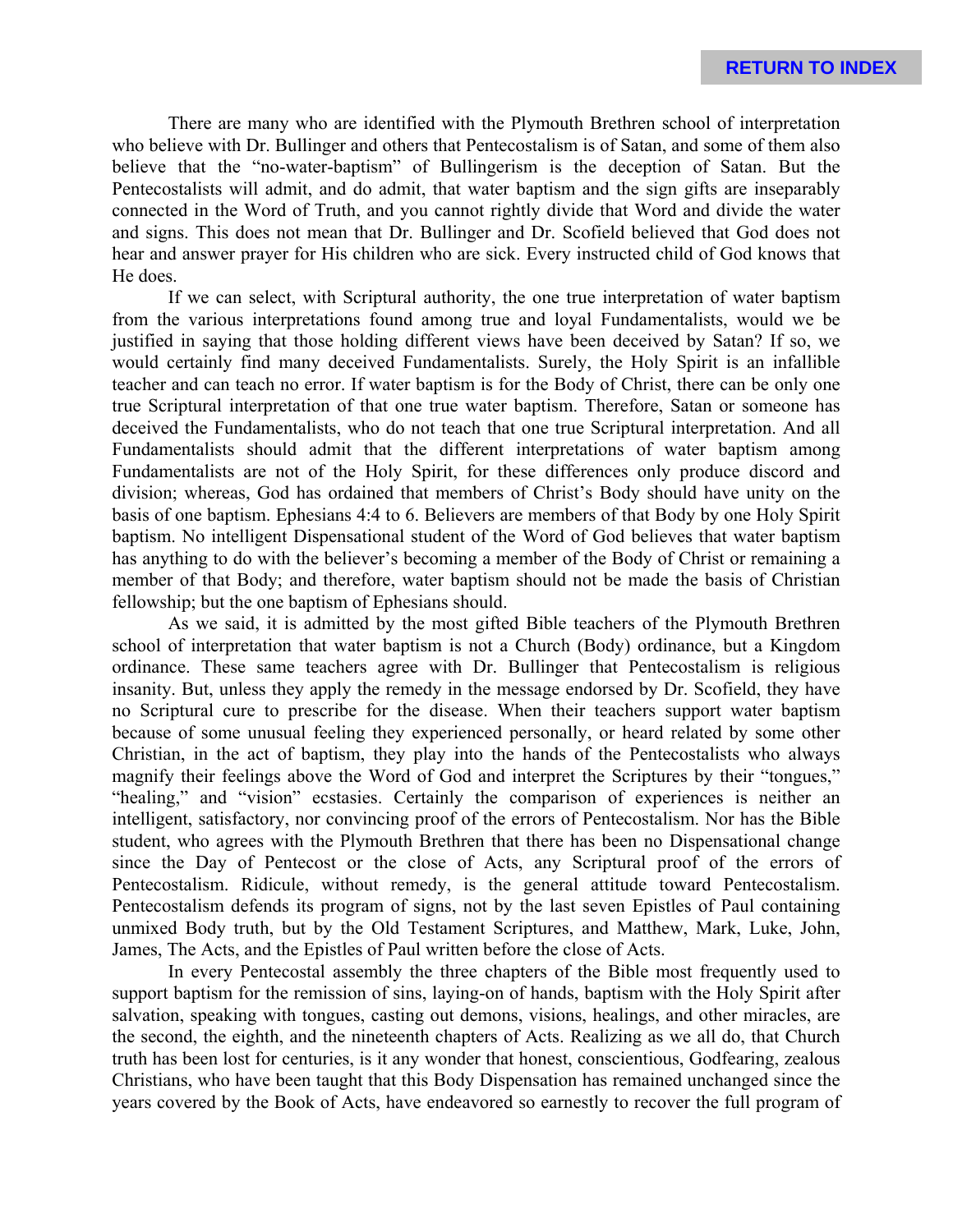There are many who are identified with the Plymouth Brethren school of interpretation who believe with Dr. Bullinger and others that Pentecostalism is of Satan, and some of them also believe that the "no-water-baptism" of Bullingerism is the deception of Satan. But the Pentecostalists will admit, and do admit, that water baptism and the sign gifts are inseparably connected in the Word of Truth, and you cannot rightly divide that Word and divide the water and signs. This does not mean that Dr. Bullinger and Dr. Scofield believed that God does not hear and answer prayer for His children who are sick. Every instructed child of God knows that He does.

If we can select, with Scriptural authority, the one true interpretation of water baptism from the various interpretations found among true and loyal Fundamentalists, would we be justified in saying that those holding different views have been deceived by Satan? If so, we would certainly find many deceived Fundamentalists. Surely, the Holy Spirit is an infallible teacher and can teach no error. If water baptism is for the Body of Christ, there can be only one true Scriptural interpretation of that one true water baptism. Therefore, Satan or someone has deceived the Fundamentalists, who do not teach that one true Scriptural interpretation. And all Fundamentalists should admit that the different interpretations of water baptism among Fundamentalists are not of the Holy Spirit, for these differences only produce discord and division; whereas, God has ordained that members of Christ's Body should have unity on the basis of one baptism. Ephesians 4:4 to 6. Believers are members of that Body by one Holy Spirit baptism. No intelligent Dispensational student of the Word of God believes that water baptism has anything to do with the believer's becoming a member of the Body of Christ or remaining a member of that Body; and therefore, water baptism should not be made the basis of Christian fellowship; but the one baptism of Ephesians should.

As we said, it is admitted by the most gifted Bible teachers of the Plymouth Brethren school of interpretation that water baptism is not a Church (Body) ordinance, but a Kingdom ordinance. These same teachers agree with Dr. Bullinger that Pentecostalism is religious insanity. But, unless they apply the remedy in the message endorsed by Dr. Scofield, they have no Scriptural cure to prescribe for the disease. When their teachers support water baptism because of some unusual feeling they experienced personally, or heard related by some other Christian, in the act of baptism, they play into the hands of the Pentecostalists who always magnify their feelings above the Word of God and interpret the Scriptures by their "tongues," "healing," and "vision" ecstasies. Certainly the comparison of experiences is neither an intelligent, satisfactory, nor convincing proof of the errors of Pentecostalism. Nor has the Bible student, who agrees with the Plymouth Brethren that there has been no Dispensational change since the Day of Pentecost or the close of Acts, any Scriptural proof of the errors of Pentecostalism. Ridicule, without remedy, is the general attitude toward Pentecostalism. Pentecostalism defends its program of signs, not by the last seven Epistles of Paul containing unmixed Body truth, but by the Old Testament Scriptures, and Matthew, Mark, Luke, John, James, The Acts, and the Epistles of Paul written before the close of Acts.

In every Pentecostal assembly the three chapters of the Bible most frequently used to support baptism for the remission of sins, laying-on of hands, baptism with the Holy Spirit after salvation, speaking with tongues, casting out demons, visions, healings, and other miracles, are the second, the eighth, and the nineteenth chapters of Acts. Realizing as we all do, that Church truth has been lost for centuries, is it any wonder that honest, conscientious, Godfearing, zealous Christians, who have been taught that this Body Dispensation has remained unchanged since the years covered by the Book of Acts, have endeavored so earnestly to recover the full program of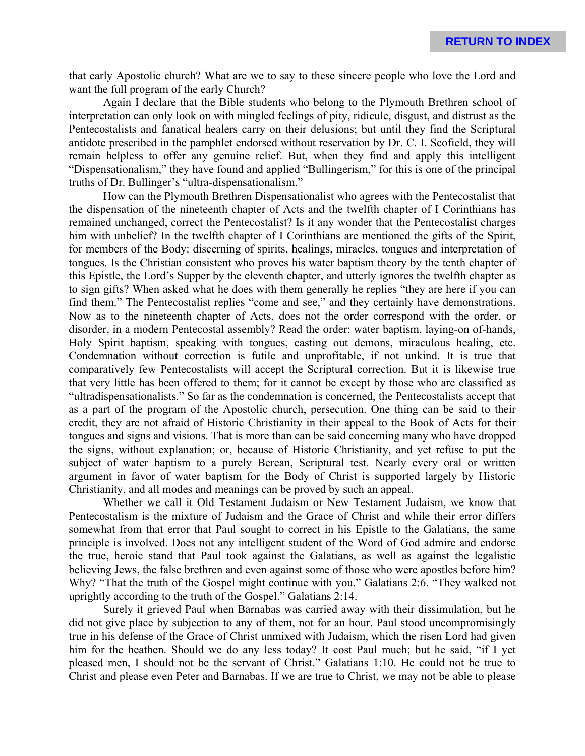that early Apostolic church? What are we to say to these sincere people who love the Lord and want the full program of the early Church?

Again I declare that the Bible students who belong to the Plymouth Brethren school of interpretation can only look on with mingled feelings of pity, ridicule, disgust, and distrust as the Pentecostalists and fanatical healers carry on their delusions; but until they find the Scriptural antidote prescribed in the pamphlet endorsed without reservation by Dr. C. I. Scofield, they will remain helpless to offer any genuine relief. But, when they find and apply this intelligent "Dispensationalism," they have found and applied "Bullingerism," for this is one of the principal truths of Dr. Bullinger's "ultra-dispensationalism."

How can the Plymouth Brethren Dispensationalist who agrees with the Pentecostalist that the dispensation of the nineteenth chapter of Acts and the twelfth chapter of I Corinthians has remained unchanged, correct the Pentecostalist? Is it any wonder that the Pentecostalist charges him with unbelief? In the twelfth chapter of I Corinthians are mentioned the gifts of the Spirit, for members of the Body: discerning of spirits, healings, miracles, tongues and interpretation of tongues. Is the Christian consistent who proves his water baptism theory by the tenth chapter of this Epistle, the Lord's Supper by the eleventh chapter, and utterly ignores the twelfth chapter as to sign gifts? When asked what he does with them generally he replies "they are here if you can find them." The Pentecostalist replies "come and see," and they certainly have demonstrations. Now as to the nineteenth chapter of Acts, does not the order correspond with the order, or disorder, in a modern Pentecostal assembly? Read the order: water baptism, laying-on of-hands, Holy Spirit baptism, speaking with tongues, casting out demons, miraculous healing, etc. Condemnation without correction is futile and unprofitable, if not unkind. It is true that comparatively few Pentecostalists will accept the Scriptural correction. But it is likewise true that very little has been offered to them; for it cannot be except by those who are classified as "ultradispensationalists." So far as the condemnation is concerned, the Pentecostalists accept that as a part of the program of the Apostolic church, persecution. One thing can be said to their credit, they are not afraid of Historic Christianity in their appeal to the Book of Acts for their tongues and signs and visions. That is more than can be said concerning many who have dropped the signs, without explanation; or, because of Historic Christianity, and yet refuse to put the subject of water baptism to a purely Berean, Scriptural test. Nearly every oral or written argument in favor of water baptism for the Body of Christ is supported largely by Historic Christianity, and all modes and meanings can be proved by such an appeal.

Whether we call it Old Testament Judaism or New Testament Judaism, we know that Pentecostalism is the mixture of Judaism and the Grace of Christ and while their error differs somewhat from that error that Paul sought to correct in his Epistle to the Galatians, the same principle is involved. Does not any intelligent student of the Word of God admire and endorse the true, heroic stand that Paul took against the Galatians, as well as against the legalistic believing Jews, the false brethren and even against some of those who were apostles before him? Why? "That the truth of the Gospel might continue with you." Galatians 2:6. "They walked not uprightly according to the truth of the Gospel." Galatians 2:14.

Surely it grieved Paul when Barnabas was carried away with their dissimulation, but he did not give place by subjection to any of them, not for an hour. Paul stood uncompromisingly true in his defense of the Grace of Christ unmixed with Judaism, which the risen Lord had given him for the heathen. Should we do any less today? It cost Paul much; but he said, "if I yet pleased men, I should not be the servant of Christ." Galatians 1:10. He could not be true to Christ and please even Peter and Barnabas. If we are true to Christ, we may not be able to please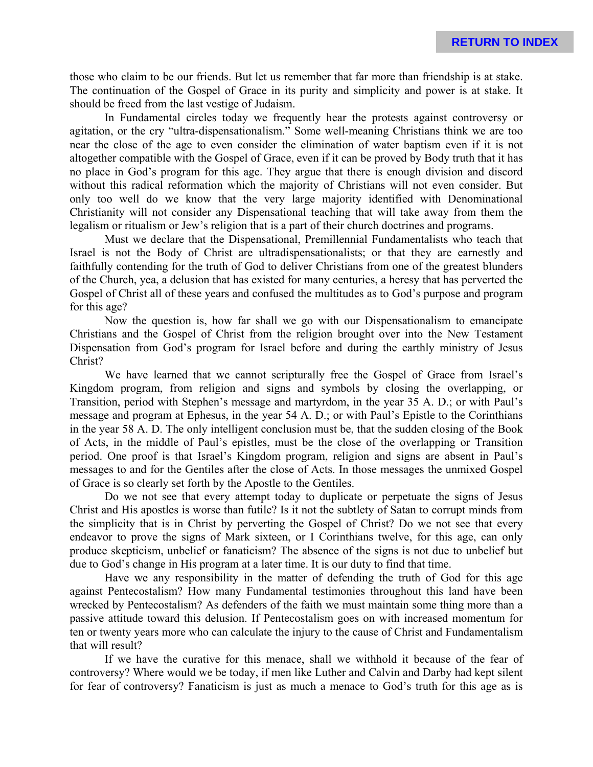those who claim to be our friends. But let us remember that far more than friendship is at stake. The continuation of the Gospel of Grace in its purity and simplicity and power is at stake. It should be freed from the last vestige of Judaism.

In Fundamental circles today we frequently hear the protests against controversy or agitation, or the cry "ultra-dispensationalism." Some well-meaning Christians think we are too near the close of the age to even consider the elimination of water baptism even if it is not altogether compatible with the Gospel of Grace, even if it can be proved by Body truth that it has no place in God's program for this age. They argue that there is enough division and discord without this radical reformation which the majority of Christians will not even consider. But only too well do we know that the very large majority identified with Denominational Christianity will not consider any Dispensational teaching that will take away from them the legalism or ritualism or Jew's religion that is a part of their church doctrines and programs.

Must we declare that the Dispensational, Premillennial Fundamentalists who teach that Israel is not the Body of Christ are ultradispensationalists; or that they are earnestly and faithfully contending for the truth of God to deliver Christians from one of the greatest blunders of the Church, yea, a delusion that has existed for many centuries, a heresy that has perverted the Gospel of Christ all of these years and confused the multitudes as to God's purpose and program for this age?

Now the question is, how far shall we go with our Dispensationalism to emancipate Christians and the Gospel of Christ from the religion brought over into the New Testament Dispensation from God's program for Israel before and during the earthly ministry of Jesus Christ?

We have learned that we cannot scripturally free the Gospel of Grace from Israel's Kingdom program, from religion and signs and symbols by closing the overlapping, or Transition, period with Stephen's message and martyrdom, in the year 35 A. D.; or with Paul's message and program at Ephesus, in the year 54 A. D.; or with Paul's Epistle to the Corinthians in the year 58 A. D. The only intelligent conclusion must be, that the sudden closing of the Book of Acts, in the middle of Paul's epistles, must be the close of the overlapping or Transition period. One proof is that Israel's Kingdom program, religion and signs are absent in Paul's messages to and for the Gentiles after the close of Acts. In those messages the unmixed Gospel of Grace is so clearly set forth by the Apostle to the Gentiles.

Do we not see that every attempt today to duplicate or perpetuate the signs of Jesus Christ and His apostles is worse than futile? Is it not the subtlety of Satan to corrupt minds from the simplicity that is in Christ by perverting the Gospel of Christ? Do we not see that every endeavor to prove the signs of Mark sixteen, or I Corinthians twelve, for this age, can only produce skepticism, unbelief or fanaticism? The absence of the signs is not due to unbelief but due to God's change in His program at a later time. It is our duty to find that time.

Have we any responsibility in the matter of defending the truth of God for this age against Pentecostalism? How many Fundamental testimonies throughout this land have been wrecked by Pentecostalism? As defenders of the faith we must maintain some thing more than a passive attitude toward this delusion. If Pentecostalism goes on with increased momentum for ten or twenty years more who can calculate the injury to the cause of Christ and Fundamentalism that will result?

If we have the curative for this menace, shall we withhold it because of the fear of controversy? Where would we be today, if men like Luther and Calvin and Darby had kept silent for fear of controversy? Fanaticism is just as much a menace to God's truth for this age as is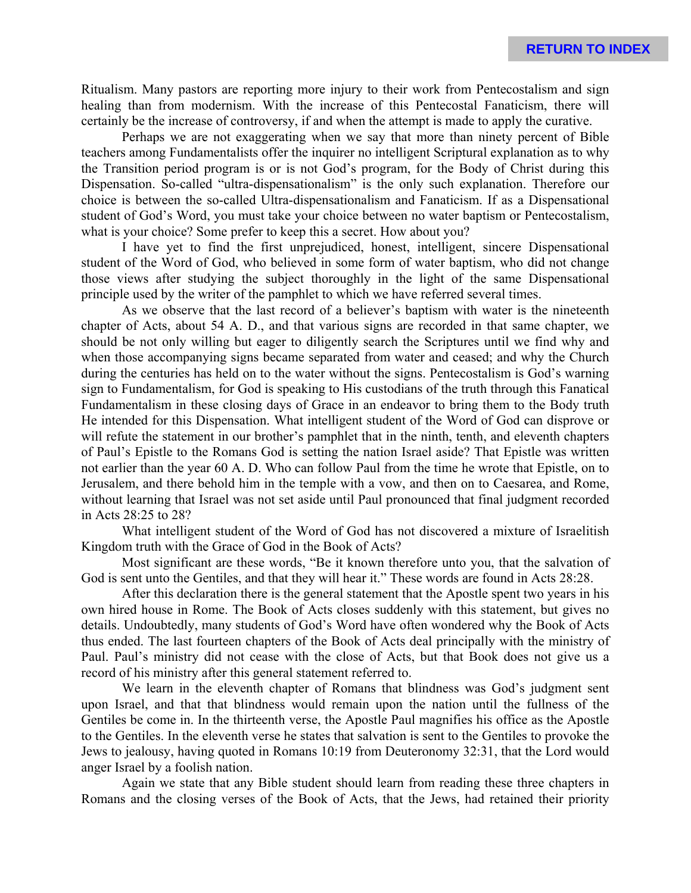Ritualism. Many pastors are reporting more injury to their work from Pentecostalism and sign healing than from modernism. With the increase of this Pentecostal Fanaticism, there will certainly be the increase of controversy, if and when the attempt is made to apply the curative.

Perhaps we are not exaggerating when we say that more than ninety percent of Bible teachers among Fundamentalists offer the inquirer no intelligent Scriptural explanation as to why the Transition period program is or is not God's program, for the Body of Christ during this Dispensation. So-called "ultra-dispensationalism" is the only such explanation. Therefore our choice is between the so-called Ultra-dispensationalism and Fanaticism. If as a Dispensational student of God's Word, you must take your choice between no water baptism or Pentecostalism, what is your choice? Some prefer to keep this a secret. How about you?

I have yet to find the first unprejudiced, honest, intelligent, sincere Dispensational student of the Word of God, who believed in some form of water baptism, who did not change those views after studying the subject thoroughly in the light of the same Dispensational principle used by the writer of the pamphlet to which we have referred several times.

As we observe that the last record of a believer's baptism with water is the nineteenth chapter of Acts, about 54 A. D., and that various signs are recorded in that same chapter, we should be not only willing but eager to diligently search the Scriptures until we find why and when those accompanying signs became separated from water and ceased; and why the Church during the centuries has held on to the water without the signs. Pentecostalism is God's warning sign to Fundamentalism, for God is speaking to His custodians of the truth through this Fanatical Fundamentalism in these closing days of Grace in an endeavor to bring them to the Body truth He intended for this Dispensation. What intelligent student of the Word of God can disprove or will refute the statement in our brother's pamphlet that in the ninth, tenth, and eleventh chapters of Paul's Epistle to the Romans God is setting the nation Israel aside? That Epistle was written not earlier than the year 60 A. D. Who can follow Paul from the time he wrote that Epistle, on to Jerusalem, and there behold him in the temple with a vow, and then on to Caesarea, and Rome, without learning that Israel was not set aside until Paul pronounced that final judgment recorded in Acts 28:25 to 28?

What intelligent student of the Word of God has not discovered a mixture of Israelitish Kingdom truth with the Grace of God in the Book of Acts?

Most significant are these words, "Be it known therefore unto you, that the salvation of God is sent unto the Gentiles, and that they will hear it." These words are found in Acts 28:28.

After this declaration there is the general statement that the Apostle spent two years in his own hired house in Rome. The Book of Acts closes suddenly with this statement, but gives no details. Undoubtedly, many students of God's Word have often wondered why the Book of Acts thus ended. The last fourteen chapters of the Book of Acts deal principally with the ministry of Paul. Paul's ministry did not cease with the close of Acts, but that Book does not give us a record of his ministry after this general statement referred to.

We learn in the eleventh chapter of Romans that blindness was God's judgment sent upon Israel, and that that blindness would remain upon the nation until the fullness of the Gentiles be come in. In the thirteenth verse, the Apostle Paul magnifies his office as the Apostle to the Gentiles. In the eleventh verse he states that salvation is sent to the Gentiles to provoke the Jews to jealousy, having quoted in Romans 10:19 from Deuteronomy 32:31, that the Lord would anger Israel by a foolish nation.

Again we state that any Bible student should learn from reading these three chapters in Romans and the closing verses of the Book of Acts, that the Jews, had retained their priority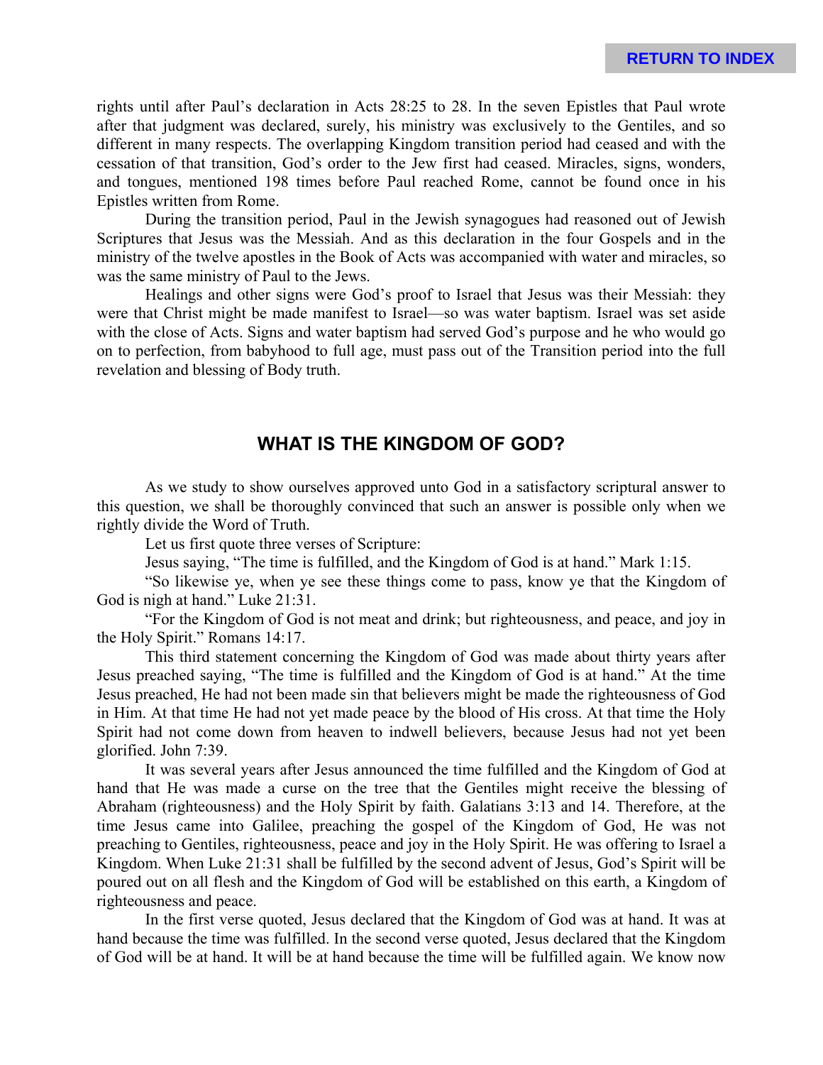rights until after Paul's declaration in Acts 28:25 to 28. In the seven Epistles that Paul wrote after that judgment was declared, surely, his ministry was exclusively to the Gentiles, and so different in many respects. The overlapping Kingdom transition period had ceased and with the cessation of that transition, God's order to the Jew first had ceased. Miracles, signs, wonders, and tongues, mentioned 198 times before Paul reached Rome, cannot be found once in his Epistles written from Rome.

During the transition period, Paul in the Jewish synagogues had reasoned out of Jewish Scriptures that Jesus was the Messiah. And as this declaration in the four Gospels and in the ministry of the twelve apostles in the Book of Acts was accompanied with water and miracles, so was the same ministry of Paul to the Jews.

Healings and other signs were God's proof to Israel that Jesus was their Messiah: they were that Christ might be made manifest to Israel—so was water baptism. Israel was set aside with the close of Acts. Signs and water baptism had served God's purpose and he who would go on to perfection, from babyhood to full age, must pass out of the Transition period into the full revelation and blessing of Body truth.

## WHAT IS THE KINGDOM OF GOD?

As we study to show ourselves approved unto God in a satisfactory scriptural answer to this question, we shall be thoroughly convinced that such an answer is possible only when we rightly divide the Word of Truth.

Let us first quote three verses of Scripture:

Jesus saying, "The time is fulfilled, and the Kingdom of God is at hand." Mark 1:15.

"So likewise ye, when ye see these things come to pass, know ye that the Kingdom of God is nigh at hand." Luke 21:31.

"For the Kingdom of God is not meat and drink; but righteousness, and peace, and joy in the Holy Spirit." Romans 14:17.

This third statement concerning the Kingdom of God was made about thirty years after Jesus preached saying, "The time is fulfilled and the Kingdom of God is at hand." At the time Jesus preached, He had not been made sin that believers might be made the righteousness of God in Him. At that time He had not yet made peace by the blood of His cross. At that time the Holy Spirit had not come down from heaven to indwell believers, because Jesus had not yet been glorified. John 7:39.

It was several years after Jesus announced the time fulfilled and the Kingdom of God at hand that He was made a curse on the tree that the Gentiles might receive the blessing of Abraham (righteousness) and the Holy Spirit by faith. Galatians 3:13 and 14. Therefore, at the time Jesus came into Galilee, preaching the gospel of the Kingdom of God, He was not preaching to Gentiles, righteousness, peace and joy in the Holy Spirit. He was offering to Israel a Kingdom. When Luke 21:31 shall be fulfilled by the second advent of Jesus, God's Spirit will be poured out on all flesh and the Kingdom of God will be established on this earth, a Kingdom of righteousness and peace.

In the first verse quoted, Jesus declared that the Kingdom of God was at hand. It was at hand because the time was fulfilled. In the second verse quoted, Jesus declared that the Kingdom of God will be at hand. It will be at hand because the time will be fulfilled again. We know now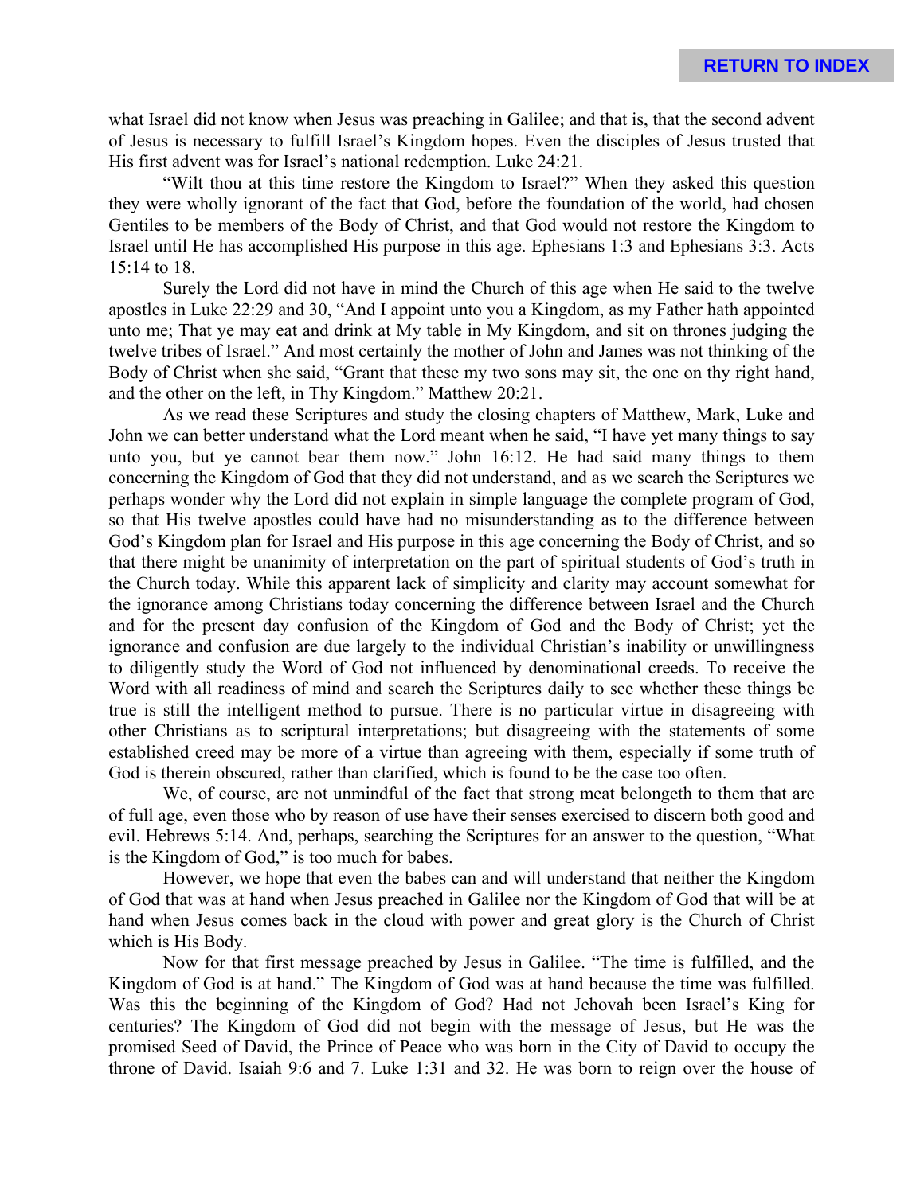what Israel did not know when Jesus was preaching in Galilee; and that is, that the second advent of Jesus is necessary to fulfill Israel's Kingdom hopes. Even the disciples of Jesus trusted that His first advent was for Israel's national redemption. Luke 24:21.

"Wilt thou at this time restore the Kingdom to Israel?" When they asked this question they were wholly ignorant of the fact that God, before the foundation of the world, had chosen Gentiles to be members of the Body of Christ, and that God would not restore the Kingdom to Israel until He has accomplished His purpose in this age. Ephesians 1:3 and Ephesians 3:3. Acts 15:14 to 18.

Surely the Lord did not have in mind the Church of this age when He said to the twelve apostles in Luke 22:29 and 30, "And I appoint unto you a Kingdom, as my Father hath appointed unto me; That ye may eat and drink at My table in My Kingdom, and sit on thrones judging the twelve tribes of Israel." And most certainly the mother of John and James was not thinking of the Body of Christ when she said, "Grant that these my two sons may sit, the one on thy right hand, and the other on the left, in Thy Kingdom." Matthew 20:21.

As we read these Scriptures and study the closing chapters of Matthew, Mark, Luke and John we can better understand what the Lord meant when he said, "I have yet many things to say unto you, but ye cannot bear them now." John 16:12. He had said many things to them concerning the Kingdom of God that they did not understand, and as we search the Scriptures we perhaps wonder why the Lord did not explain in simple language the complete program of God, so that His twelve apostles could have had no misunderstanding as to the difference between God's Kingdom plan for Israel and His purpose in this age concerning the Body of Christ, and so that there might be unanimity of interpretation on the part of spiritual students of God's truth in the Church today. While this apparent lack of simplicity and clarity may account somewhat for the ignorance among Christians today concerning the difference between Israel and the Church and for the present day confusion of the Kingdom of God and the Body of Christ; yet the ignorance and confusion are due largely to the individual Christian's inability or unwillingness to diligently study the Word of God not influenced by denominational creeds. To receive the Word with all readiness of mind and search the Scriptures daily to see whether these things be true is still the intelligent method to pursue. There is no particular virtue in disagreeing with other Christians as to scriptural interpretations; but disagreeing with the statements of some established creed may be more of a virtue than agreeing with them, especially if some truth of God is therein obscured, rather than clarified, which is found to be the case too often.

We, of course, are not unmindful of the fact that strong meat belongeth to them that are of full age, even those who by reason of use have their senses exercised to discern both good and evil. Hebrews 5:14. And, perhaps, searching the Scriptures for an answer to the question, "What is the Kingdom of God," is too much for babes.

However, we hope that even the babes can and will understand that neither the Kingdom of God that was at hand when Jesus preached in Galilee nor the Kingdom of God that will be at hand when Jesus comes back in the cloud with power and great glory is the Church of Christ which is His Body.

Now for that first message preached by Jesus in Galilee. "The time is fulfilled, and the Kingdom of God is at hand." The Kingdom of God was at hand because the time was fulfilled. Was this the beginning of the Kingdom of God? Had not Jehovah been Israel's King for centuries? The Kingdom of God did not begin with the message of Jesus, but He was the promised Seed of David, the Prince of Peace who was born in the City of David to occupy the throne of David. Isaiah 9:6 and 7. Luke 1:31 and 32. He was born to reign over the house of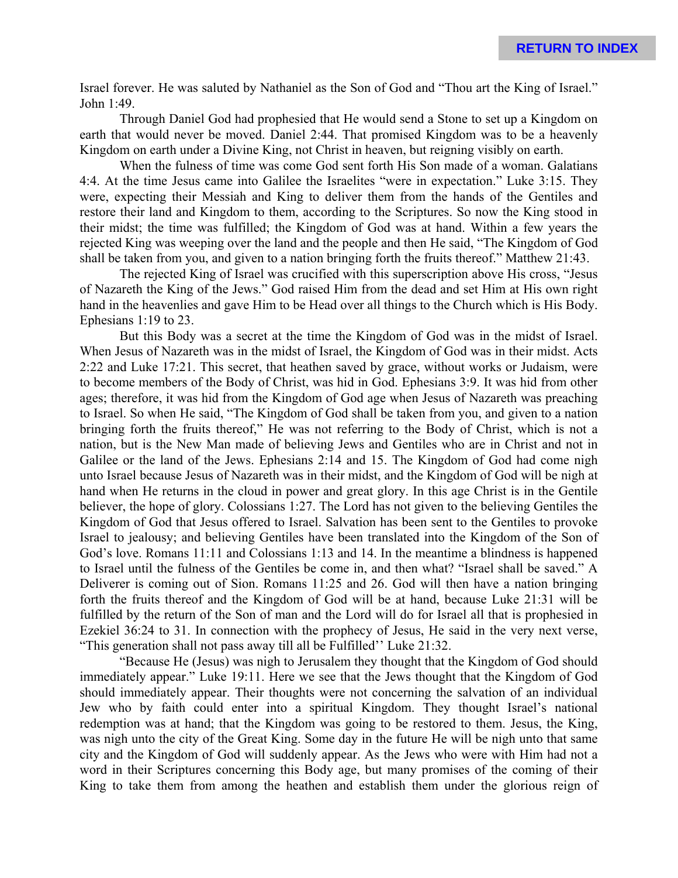Israel forever. He was saluted by Nathaniel as the Son of God and "Thou art the King of Israel." John 1:49.

Through Daniel God had prophesied that He would send a Stone to set up a Kingdom on earth that would never be moved. Daniel 2:44. That promised Kingdom was to be a heavenly Kingdom on earth under a Divine King, not Christ in heaven, but reigning visibly on earth.

When the fulness of time was come God sent forth His Son made of a woman. Galatians 4:4. At the time Jesus came into Galilee the Israelites "were in expectation." Luke 3:15. They were, expecting their Messiah and King to deliver them from the hands of the Gentiles and restore their land and Kingdom to them, according to the Scriptures. So now the King stood in their midst; the time was fulfilled; the Kingdom of God was at hand. Within a few years the rejected King was weeping over the land and the people and then He said, "The Kingdom of God shall be taken from you, and given to a nation bringing forth the fruits thereof." Matthew 21:43.

The rejected King of Israel was crucified with this superscription above His cross, "Jesus of Nazareth the King of the Jews." God raised Him from the dead and set Him at His own right hand in the heavenlies and gave Him to be Head over all things to the Church which is His Body. Ephesians 1:19 to 23.

But this Body was a secret at the time the Kingdom of God was in the midst of Israel. When Jesus of Nazareth was in the midst of Israel, the Kingdom of God was in their midst. Acts 2:22 and Luke 17:21. This secret, that heathen saved by grace, without works or Judaism, were to become members of the Body of Christ, was hid in God. Ephesians 3:9. It was hid from other ages; therefore, it was hid from the Kingdom of God age when Jesus of Nazareth was preaching to Israel. So when He said, "The Kingdom of God shall be taken from you, and given to a nation bringing forth the fruits thereof," He was not referring to the Body of Christ, which is not a nation, but is the New Man made of believing Jews and Gentiles who are in Christ and not in Galilee or the land of the Jews. Ephesians 2:14 and 15. The Kingdom of God had come nigh unto Israel because Jesus of Nazareth was in their midst, and the Kingdom of God will be nigh at hand when He returns in the cloud in power and great glory. In this age Christ is in the Gentile believer, the hope of glory. Colossians 1:27. The Lord has not given to the believing Gentiles the Kingdom of God that Jesus offered to Israel. Salvation has been sent to the Gentiles to provoke Israel to jealousy; and believing Gentiles have been translated into the Kingdom of the Son of God's love. Romans 11:11 and Colossians 1:13 and 14. In the meantime a blindness is happened to Israel until the fulness of the Gentiles be come in, and then what? "Israel shall be saved." A Deliverer is coming out of Sion. Romans 11:25 and 26. God will then have a nation bringing forth the fruits thereof and the Kingdom of God will be at hand, because Luke 21:31 will be fulfilled by the return of the Son of man and the Lord will do for Israel all that is prophesied in Ezekiel 36:24 to 31. In connection with the prophecy of Jesus, He said in the very next verse, "This generation shall not pass away till all be Fulfilled'' Luke 21:32.

"Because He (Jesus) was nigh to Jerusalem they thought that the Kingdom of God should immediately appear." Luke 19:11. Here we see that the Jews thought that the Kingdom of God should immediately appear. Their thoughts were not concerning the salvation of an individual Jew who by faith could enter into a spiritual Kingdom. They thought Israel's national redemption was at hand; that the Kingdom was going to be restored to them. Jesus, the King, was nigh unto the city of the Great King. Some day in the future He will be nigh unto that same city and the Kingdom of God will suddenly appear. As the Jews who were with Him had not a word in their Scriptures concerning this Body age, but many promises of the coming of their King to take them from among the heathen and establish them under the glorious reign of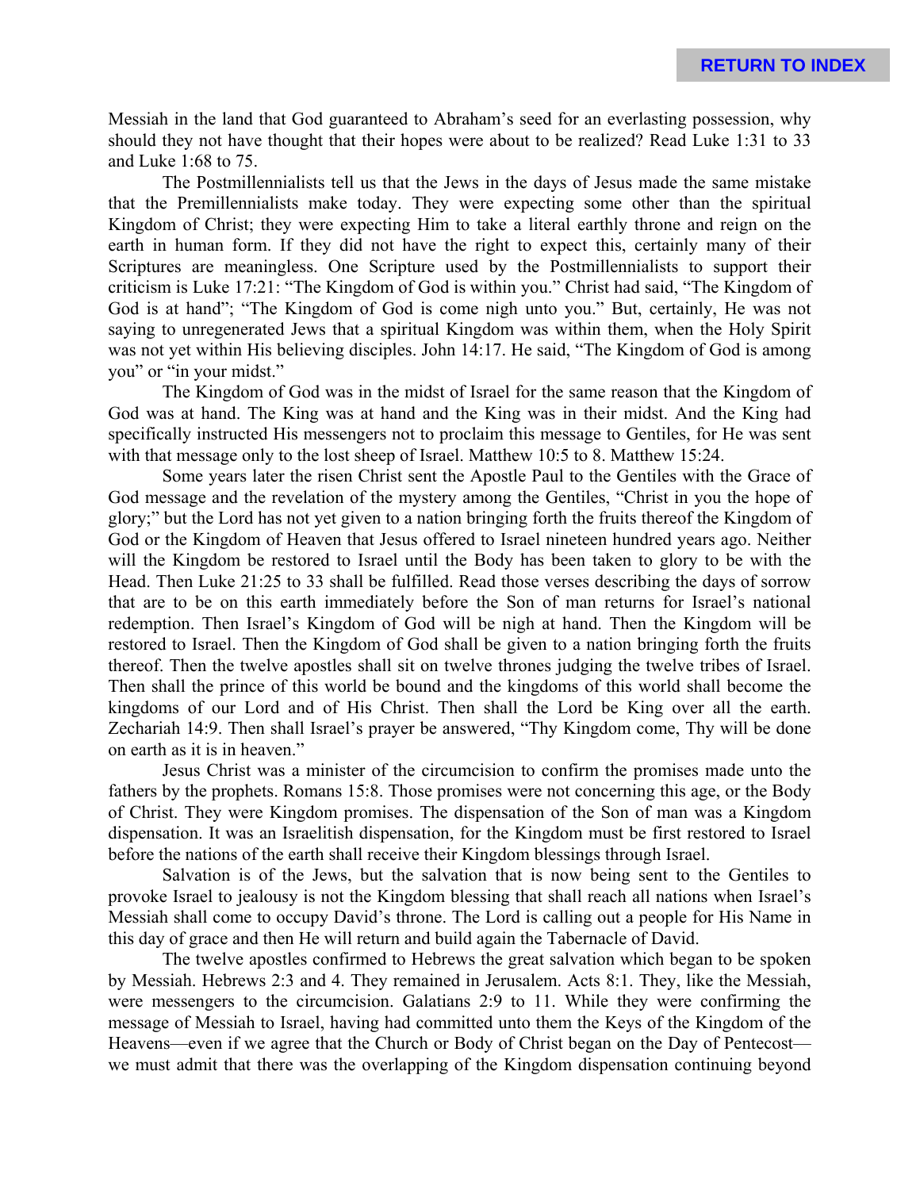Messiah in the land that God guaranteed to Abraham's seed for an everlasting possession, why should they not have thought that their hopes were about to be realized? Read Luke 1:31 to 33 and Luke 1:68 to 75.

The Postmillennialists tell us that the Jews in the days of Jesus made the same mistake that the Premillennialists make today. They were expecting some other than the spiritual Kingdom of Christ; they were expecting Him to take a literal earthly throne and reign on the earth in human form. If they did not have the right to expect this, certainly many of their Scriptures are meaningless. One Scripture used by the Postmillennialists to support their criticism is Luke 17:21: "The Kingdom of God is within you." Christ had said, "The Kingdom of God is at hand"; "The Kingdom of God is come nigh unto you." But, certainly, He was not saying to unregenerated Jews that a spiritual Kingdom was within them, when the Holy Spirit was not yet within His believing disciples. John 14:17. He said, "The Kingdom of God is among you" or "in your midst."

The Kingdom of God was in the midst of Israel for the same reason that the Kingdom of God was at hand. The King was at hand and the King was in their midst. And the King had specifically instructed His messengers not to proclaim this message to Gentiles, for He was sent with that message only to the lost sheep of Israel. Matthew 10:5 to 8. Matthew 15:24.

Some years later the risen Christ sent the Apostle Paul to the Gentiles with the Grace of God message and the revelation of the mystery among the Gentiles, "Christ in you the hope of glory;" but the Lord has not yet given to a nation bringing forth the fruits thereof the Kingdom of God or the Kingdom of Heaven that Jesus offered to Israel nineteen hundred years ago. Neither will the Kingdom be restored to Israel until the Body has been taken to glory to be with the Head. Then Luke 21:25 to 33 shall be fulfilled. Read those verses describing the days of sorrow that are to be on this earth immediately before the Son of man returns for Israel's national redemption. Then Israel's Kingdom of God will be nigh at hand. Then the Kingdom will be restored to Israel. Then the Kingdom of God shall be given to a nation bringing forth the fruits thereof. Then the twelve apostles shall sit on twelve thrones judging the twelve tribes of Israel. Then shall the prince of this world be bound and the kingdoms of this world shall become the kingdoms of our Lord and of His Christ. Then shall the Lord be King over all the earth. Zechariah 14:9. Then shall Israel's prayer be answered, "Thy Kingdom come, Thy will be done on earth as it is in heaven."

Jesus Christ was a minister of the circumcision to confirm the promises made unto the fathers by the prophets. Romans 15:8. Those promises were not concerning this age, or the Body of Christ. They were Kingdom promises. The dispensation of the Son of man was a Kingdom dispensation. It was an Israelitish dispensation, for the Kingdom must be first restored to Israel before the nations of the earth shall receive their Kingdom blessings through Israel.

Salvation is of the Jews, but the salvation that is now being sent to the Gentiles to provoke Israel to jealousy is not the Kingdom blessing that shall reach all nations when Israel's Messiah shall come to occupy David's throne. The Lord is calling out a people for His Name in this day of grace and then He will return and build again the Tabernacle of David.

The twelve apostles confirmed to Hebrews the great salvation which began to be spoken by Messiah. Hebrews 2:3 and 4. They remained in Jerusalem. Acts 8:1. They, like the Messiah, were messengers to the circumcision. Galatians 2:9 to 11. While they were confirming the message of Messiah to Israel, having had committed unto them the Keys of the Kingdom of the Heavens—even if we agree that the Church or Body of Christ began on the Day of Pentecost—we must admit that there was the overlapping of the Kingdom dispensation continuing beyond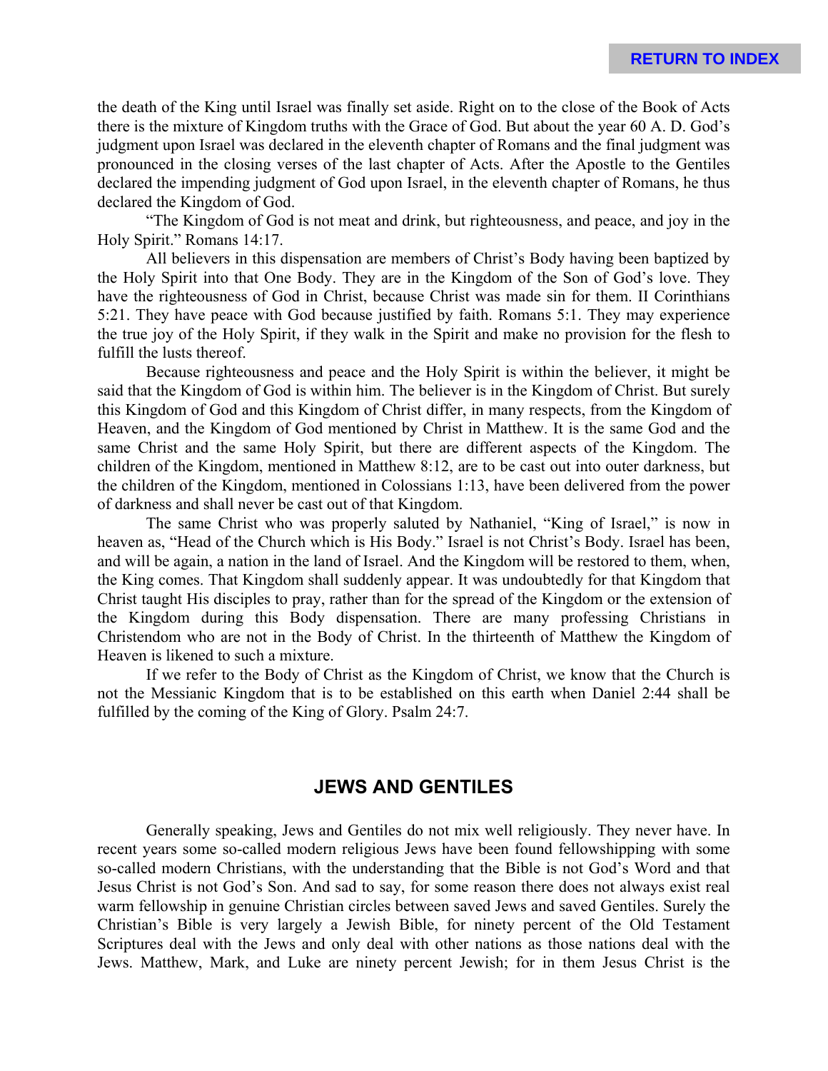the death of the King until Israel was finally set aside. Right on to the close of the Book of Acts there is the mixture of Kingdom truths with the Grace of God. But about the year 60 A. D. God's judgment upon Israel was declared in the eleventh chapter of Romans and the final judgment was pronounced in the closing verses of the last chapter of Acts. After the Apostle to the Gentiles declared the impending judgment of God upon Israel, in the eleventh chapter of Romans, he thus declared the Kingdom of God.

"The Kingdom of God is not meat and drink, but righteousness, and peace, and joy in the Holy Spirit." Romans 14:17.

All believers in this dispensation are members of Christ's Body having been baptized by the Holy Spirit into that One Body. They are in the Kingdom of the Son of God's love. They have the righteousness of God in Christ, because Christ was made sin for them. II Corinthians 5:21. They have peace with God because justified by faith. Romans 5:1. They may experience the true joy of the Holy Spirit, if they walk in the Spirit and make no provision for the flesh to fulfill the lusts thereof.

Because righteousness and peace and the Holy Spirit is within the believer, it might be said that the Kingdom of God is within him. The believer is in the Kingdom of Christ. But surely this Kingdom of God and this Kingdom of Christ differ, in many respects, from the Kingdom of Heaven, and the Kingdom of God mentioned by Christ in Matthew. It is the same God and the same Christ and the same Holy Spirit, but there are different aspects of the Kingdom. The children of the Kingdom, mentioned in Matthew 8:12, are to be cast out into outer darkness, but the children of the Kingdom, mentioned in Colossians 1:13, have been delivered from the power of darkness and shall never be cast out of that Kingdom.

The same Christ who was properly saluted by Nathaniel, "King of Israel," is now in heaven as, "Head of the Church which is His Body." Israel is not Christ's Body. Israel has been, and will be again, a nation in the land of Israel. And the Kingdom will be restored to them, when, the King comes. That Kingdom shall suddenly appear. It was undoubtedly for that Kingdom that Christ taught His disciples to pray, rather than for the spread of the Kingdom or the extension of the Kingdom during this Body dispensation. There are many professing Christians in Christendom who are not in the Body of Christ. In the thirteenth of Matthew the Kingdom of Heaven is likened to such a mixture.

If we refer to the Body of Christ as the Kingdom of Christ, we know that the Church is not the Messianic Kingdom that is to be established on this earth when Daniel 2:44 shall be fulfilled by the coming of the King of Glory. Psalm 24:7.

## JEWS AND GENTILES

Generally speaking, Jews and Gentiles do not mix well religiously. They never have. In recent years some so-called modern religious Jews have been found fellowshipping with some so-called modern Christians, with the understanding that the Bible is not God's Word and that Jesus Christ is not God's Son. And sad to say, for some reason there does not always exist real warm fellowship in genuine Christian circles between saved Jews and saved Gentiles. Surely the Christian's Bible is very largely a Jewish Bible, for ninety percent of the Old Testament Scriptures deal with the Jews and only deal with other nations as those nations deal with the Jews. Matthew, Mark, and Luke are ninety percent Jewish; for in them Jesus Christ is the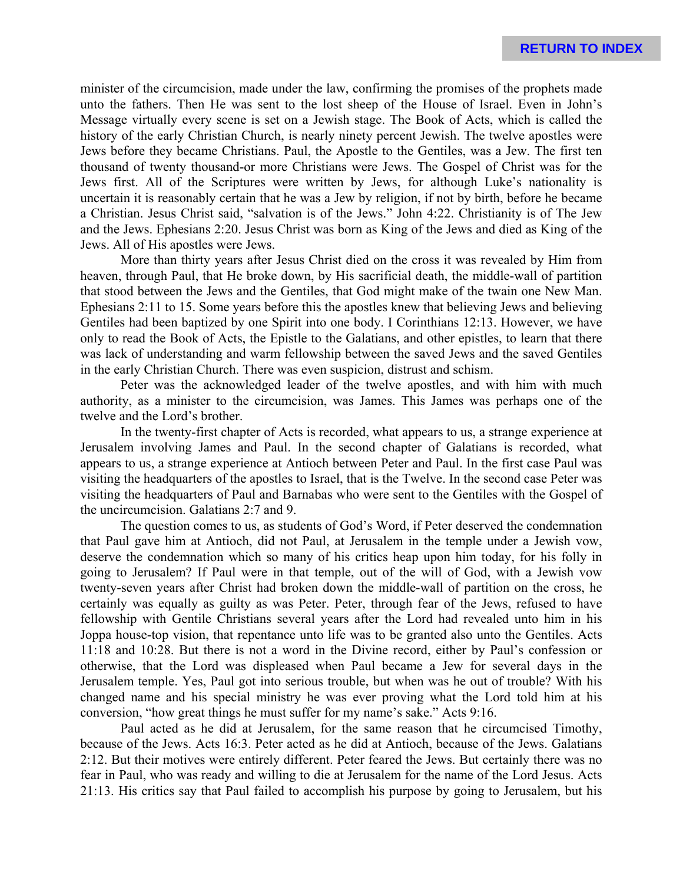minister of the circumcision, made under the law, confirming the promises of the prophets made unto the fathers. Then He was sent to the lost sheep of the House of Israel. Even in John's Message virtually every scene is set on a Jewish stage. The Book of Acts, which is called the history of the early Christian Church, is nearly ninety percent Jewish. The twelve apostles were Jews before they became Christians. Paul, the Apostle to the Gentiles, was a Jew. The first ten thousand of twenty thousand-or more Christians were Jews. The Gospel of Christ was for the Jews first. All of the Scriptures were written by Jews, for although Luke's nationality is uncertain it is reasonably certain that he was a Jew by religion, if not by birth, before he became a Christian. Jesus Christ said, "salvation is of the Jews." John 4:22. Christianity is of The Jew and the Jews. Ephesians 2:20. Jesus Christ was born as King of the Jews and died as King of the Jews. All of His apostles were Jews.

More than thirty years after Jesus Christ died on the cross it was revealed by Him from heaven, through Paul, that He broke down, by His sacrificial death, the middle-wall of partition that stood between the Jews and the Gentiles, that God might make of the twain one New Man. Ephesians 2:11 to 15. Some years before this the apostles knew that believing Jews and believing Gentiles had been baptized by one Spirit into one body. I Corinthians 12:13. However, we have only to read the Book of Acts, the Epistle to the Galatians, and other epistles, to learn that there was lack of understanding and warm fellowship between the saved Jews and the saved Gentiles in the early Christian Church. There was even suspicion, distrust and schism.

Peter was the acknowledged leader of the twelve apostles, and with him with much authority, as a minister to the circumcision, was James. This James was perhaps one of the twelve and the Lord's brother.

In the twenty-first chapter of Acts is recorded, what appears to us, a strange experience at Jerusalem involving James and Paul. In the second chapter of Galatians is recorded, what appears to us, a strange experience at Antioch between Peter and Paul. In the first case Paul was visiting the headquarters of the apostles to Israel, that is the Twelve. In the second case Peter was visiting the headquarters of Paul and Barnabas who were sent to the Gentiles with the Gospel of the uncircumcision. Galatians 2:7 and 9.

The question comes to us, as students of God's Word, if Peter deserved the condemnation that Paul gave him at Antioch, did not Paul, at Jerusalem in the temple under a Jewish vow, deserve the condemnation which so many of his critics heap upon him today, for his folly in going to Jerusalem? If Paul were in that temple, out of the will of God, with a Jewish vow twenty-seven years after Christ had broken down the middle-wall of partition on the cross, he certainly was equally as guilty as was Peter. Peter, through fear of the Jews, refused to have fellowship with Gentile Christians several years after the Lord had revealed unto him in his Joppa house-top vision, that repentance unto life was to be granted also unto the Gentiles. Acts 11:18 and 10:28. But there is not a word in the Divine record, either by Paul's confession or otherwise, that the Lord was displeased when Paul became a Jew for several days in the Jerusalem temple. Yes, Paul got into serious trouble, but when was he out of trouble? With his changed name and his special ministry he was ever proving what the Lord told him at his conversion, "how great things he must suffer for my name's sake." Acts 9:16.

Paul acted as he did at Jerusalem, for the same reason that he circumcised Timothy, because of the Jews. Acts 16:3. Peter acted as he did at Antioch, because of the Jews. Galatians 2:12. But their motives were entirely different. Peter feared the Jews. But certainly there was no fear in Paul, who was ready and willing to die at Jerusalem for the name of the Lord Jesus. Acts 21:13. His critics say that Paul failed to accomplish his purpose by going to Jerusalem, but his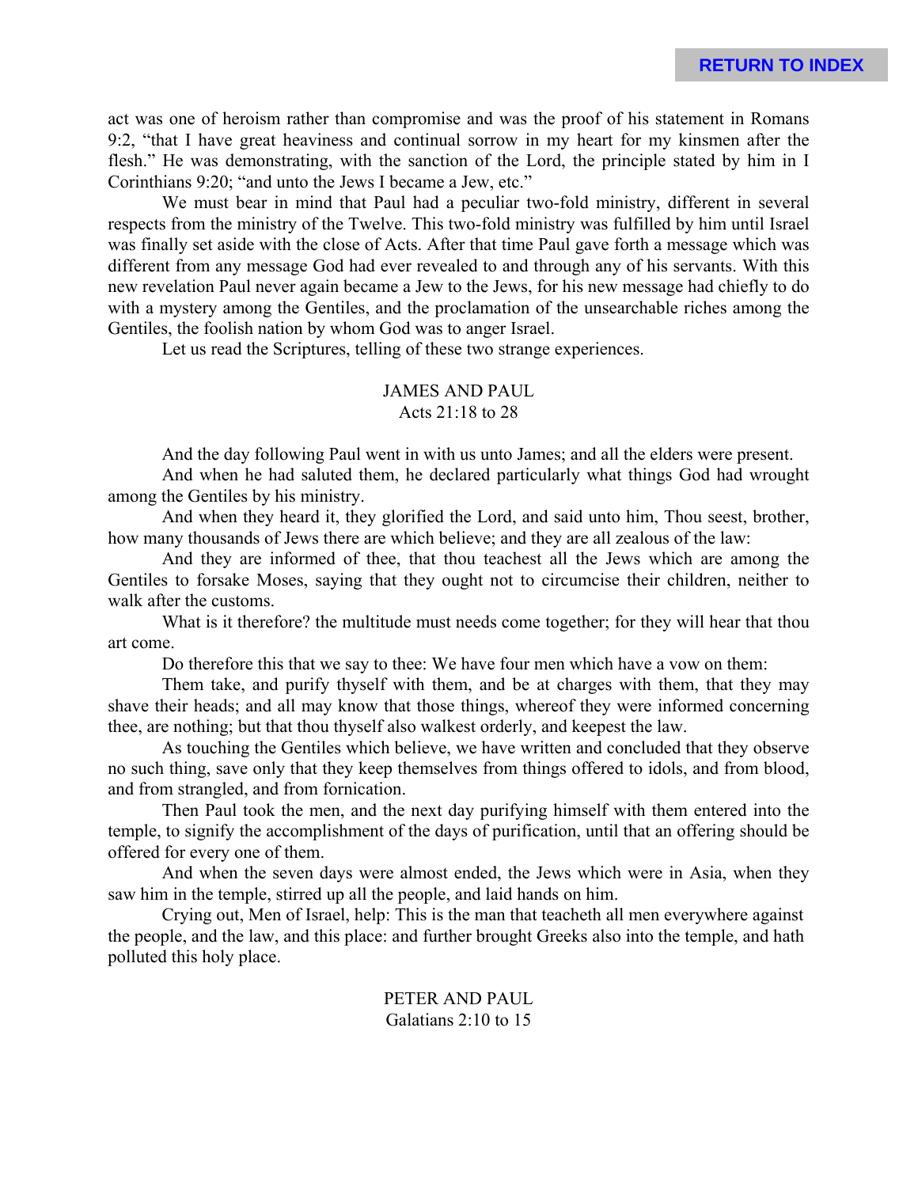act was one of heroism rather than compromise and was the proof of his statement in Romans 9:2, “that I have great heaviness and continual sorrow in my heart for my kinsmen after the flesh.” He was demonstrating, with the sanction of the Lord, the principle stated by him in I Corinthians 9:20; “and unto the Jews I became a Jew, etc.”

We must bear in mind that Paul had a peculiar two-fold ministry, different in several respects from the ministry of the Twelve. This two-fold ministry was fulfilled by him until Israel was finally set aside with the close of Acts. After that time Paul gave forth a message which was different from any message God had ever revealed to and through any of his servants. With this new revelation Paul never again became a Jew to the Jews, for his new message had chiefly to do with a mystery among the Gentiles, and the proclamation of the unsearchable riches among the Gentiles, the foolish nation by whom God was to anger Israel.

Let us read the Scriptures, telling of these two strange experiences.

## JAMES AND PAUL
### Acts 21:18 to 28

And the day following Paul went in with us unto James; and all the elders were present.

And when he had saluted them, he declared particularly what things God had wrought among the Gentiles by his ministry.

And when they heard it, they glorified the Lord, and said unto him, Thou seest, brother, how many thousands of Jews there are which believe; and they are all zealous of the law:

And they are informed of thee, that thou teachest all the Jews which are among the Gentiles to forsake Moses, saying that they ought not to circumcise their children, neither to walk after the customs.

What is it therefore? the multitude must needs come together; for they will hear that thou art come.

Do therefore this that we say to thee: We have four men which have a vow on them:

Them take, and purify thyself with them, and be at charges with them, that they may shave their heads; and all may know that those things, whereof they were informed concerning thee, are nothing; but that thou thyself also walkest orderly, and keepest the law.

As touching the Gentiles which believe, we have written and concluded that they observe no such thing, save only that they keep themselves from things offered to idols, and from blood, and from strangled, and from fornication.

Then Paul took the men, and the next day purifying himself with them entered into the temple, to signify the accomplishment of the days of purification, until that an offering should be offered for every one of them.

And when the seven days were almost ended, the Jews which were in Asia, when they saw him in the temple, stirred up all the people, and laid hands on him.

Crying out, Men of Israel, help: This is the man that teacheth all men everywhere against the people, and the law, and this place: and further brought Greeks also into the temple, and hath polluted this holy place.

## PETER AND PAUL
### Galatians 2:10 to 15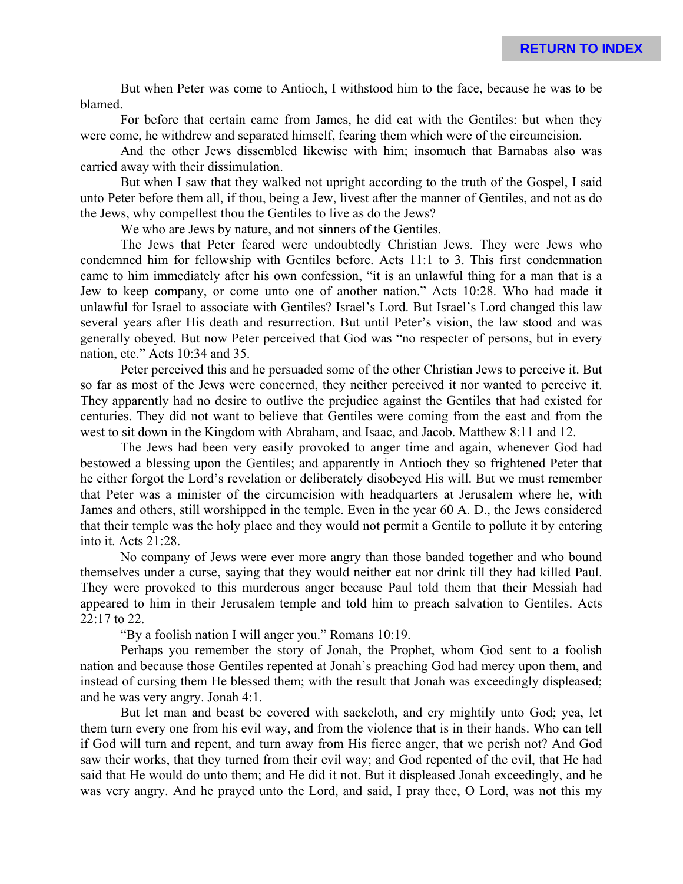But when Peter was come to Antioch, I withstood him to the face, because he was to be blamed.

For before that certain came from James, he did eat with the Gentiles: but when they were come, he withdrew and separated himself, fearing them which were of the circumcision.

And the other Jews dissembled likewise with him; insomuch that Barnabas also was carried away with their dissimulation.

But when I saw that they walked not upright according to the truth of the Gospel, I said unto Peter before them all, if thou, being a Jew, livest after the manner of Gentiles, and not as do the Jews, why compellest thou the Gentiles to live as do the Jews?

We who are Jews by nature, and not sinners of the Gentiles.

The Jews that Peter feared were undoubtedly Christian Jews. They were Jews who condemned him for fellowship with Gentiles before. Acts 11:1 to 3. This first condemnation came to him immediately after his own confession, "it is an unlawful thing for a man that is a Jew to keep company, or come unto one of another nation." Acts 10:28. Who had made it unlawful for Israel to associate with Gentiles? Israel's Lord. But Israel's Lord changed this law several years after His death and resurrection. But until Peter's vision, the law stood and was generally obeyed. But now Peter perceived that God was "no respecter of persons, but in every nation, etc." Acts 10:34 and 35.

Peter perceived this and he persuaded some of the other Christian Jews to perceive it. But so far as most of the Jews were concerned, they neither perceived it nor wanted to perceive it. They apparently had no desire to outlive the prejudice against the Gentiles that had existed for centuries. They did not want to believe that Gentiles were coming from the east and from the west to sit down in the Kingdom with Abraham, and Isaac, and Jacob. Matthew 8:11 and 12.

The Jews had been very easily provoked to anger time and again, whenever God had bestowed a blessing upon the Gentiles; and apparently in Antioch they so frightened Peter that he either forgot the Lord's revelation or deliberately disobeyed His will. But we must remember that Peter was a minister of the circumcision with headquarters at Jerusalem where he, with James and others, still worshipped in the temple. Even in the year 60 A. D., the Jews considered that their temple was the holy place and they would not permit a Gentile to pollute it by entering into it. Acts 21:28.

No company of Jews were ever more angry than those banded together and who bound themselves under a curse, saying that they would neither eat nor drink till they had killed Paul. They were provoked to this murderous anger because Paul told them that their Messiah had appeared to him in their Jerusalem temple and told him to preach salvation to Gentiles. Acts 22:17 to 22.

"By a foolish nation I will anger you." Romans 10:19.

Perhaps you remember the story of Jonah, the Prophet, whom God sent to a foolish nation and because those Gentiles repented at Jonah's preaching God had mercy upon them, and instead of cursing them He blessed them; with the result that Jonah was exceedingly displeased; and he was very angry. Jonah 4:1.

But let man and beast be covered with sackcloth, and cry mightily unto God; yea, let them turn every one from his evil way, and from the violence that is in their hands. Who can tell if God will turn and repent, and turn away from His fierce anger, that we perish not? And God saw their works, that they turned from their evil way; and God repented of the evil, that He had said that He would do unto them; and He did it not. But it displeased Jonah exceedingly, and he was very angry. And he prayed unto the Lord, and said, I pray thee, O Lord, was not this my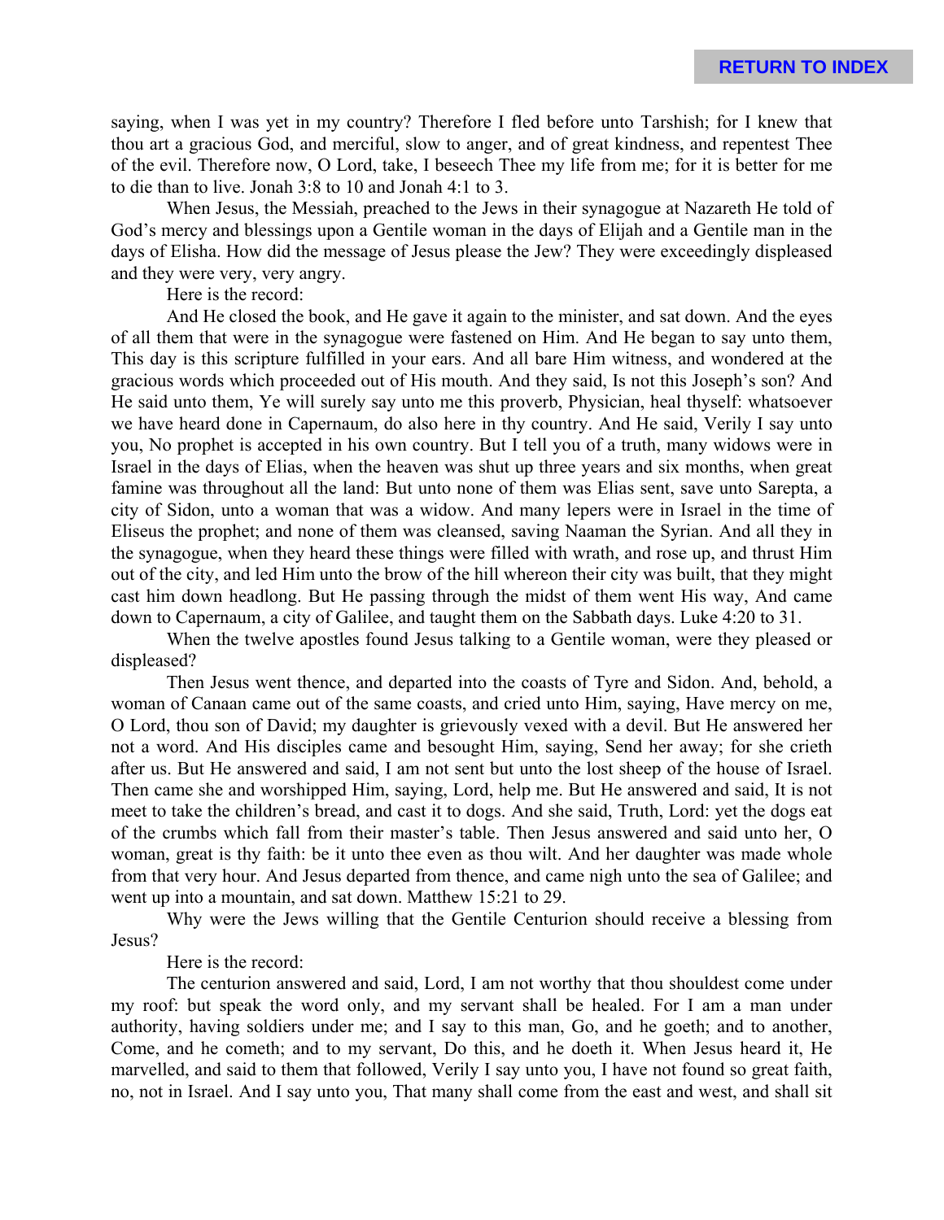saying, when I was yet in my country? Therefore I fled before unto Tarshish; for I knew that thou art a gracious God, and merciful, slow to anger, and of great kindness, and repentest Thee of the evil. Therefore now, O Lord, take, I beseech Thee my life from me; for it is better for me to die than to live. Jonah 3:8 to 10 and Jonah 4:1 to 3.

When Jesus, the Messiah, preached to the Jews in their synagogue at Nazareth He told of God's mercy and blessings upon a Gentile woman in the days of Elijah and a Gentile man in the days of Elisha. How did the message of Jesus please the Jew? They were exceedingly displeased and they were very, very angry.

Here is the record:

And He closed the book, and He gave it again to the minister, and sat down. And the eyes of all them that were in the synagogue were fastened on Him. And He began to say unto them, This day is this scripture fulfilled in your ears. And all bare Him witness, and wondered at the gracious words which proceeded out of His mouth. And they said, Is not this Joseph's son? And He said unto them, Ye will surely say unto me this proverb, Physician, heal thyself: whatsoever we have heard done in Capernaum, do also here in thy country. And He said, Verily I say unto you, No prophet is accepted in his own country. But I tell you of a truth, many widows were in Israel in the days of Elias, when the heaven was shut up three years and six months, when great famine was throughout all the land: But unto none of them was Elias sent, save unto Sarepta, a city of Sidon, unto a woman that was a widow. And many lepers were in Israel in the time of Eliseus the prophet; and none of them was cleansed, saving Naaman the Syrian. And all they in the synagogue, when they heard these things were filled with wrath, and rose up, and thrust Him out of the city, and led Him unto the brow of the hill whereon their city was built, that they might cast him down headlong. But He passing through the midst of them went His way, And came down to Capernaum, a city of Galilee, and taught them on the Sabbath days. Luke 4:20 to 31.

When the twelve apostles found Jesus talking to a Gentile woman, were they pleased or displeased?

Then Jesus went thence, and departed into the coasts of Tyre and Sidon. And, behold, a woman of Canaan came out of the same coasts, and cried unto Him, saying, Have mercy on me, O Lord, thou son of David; my daughter is grievously vexed with a devil. But He answered her not a word. And His disciples came and besought Him, saying, Send her away; for she crieth after us. But He answered and said, I am not sent but unto the lost sheep of the house of Israel. Then came she and worshipped Him, saying, Lord, help me. But He answered and said, It is not meet to take the children's bread, and cast it to dogs. And she said, Truth, Lord: yet the dogs eat of the crumbs which fall from their master's table. Then Jesus answered and said unto her, O woman, great is thy faith: be it unto thee even as thou wilt. And her daughter was made whole from that very hour. And Jesus departed from thence, and came nigh unto the sea of Galilee; and went up into a mountain, and sat down. Matthew 15:21 to 29.

Why were the Jews willing that the Gentile Centurion should receive a blessing from Jesus?

Here is the record:

The centurion answered and said, Lord, I am not worthy that thou shouldest come under my roof: but speak the word only, and my servant shall be healed. For I am a man under authority, having soldiers under me; and I say to this man, Go, and he goeth; and to another, Come, and he cometh; and to my servant, Do this, and he doeth it. When Jesus heard it, He marvelled, and said to them that followed, Verily I say unto you, I have not found so great faith, no, not in Israel. And I say unto you, That many shall come from the east and west, and shall sit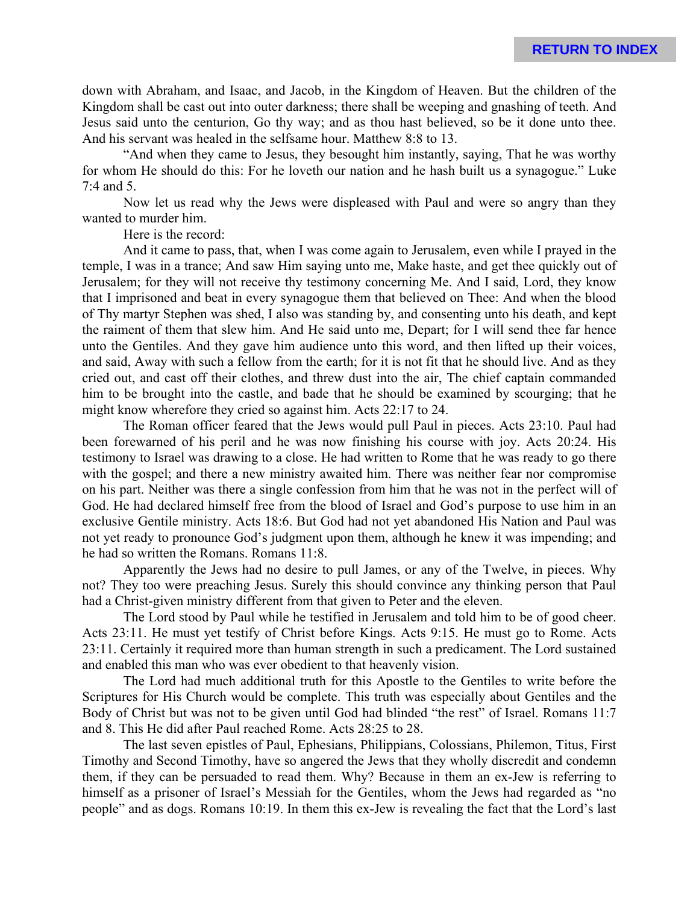down with Abraham, and Isaac, and Jacob, in the Kingdom of Heaven. But the children of the Kingdom shall be cast out into outer darkness; there shall be weeping and gnashing of teeth. And Jesus said unto the centurion, Go thy way; and as thou hast believed, so be it done unto thee. And his servant was healed in the selfsame hour. Matthew 8:8 to 13.

"And when they came to Jesus, they besought him instantly, saying, That he was worthy for whom He should do this: For he loveth our nation and he hash built us a synagogue." Luke 7:4 and 5.

Now let us read why the Jews were displeased with Paul and were so angry than they wanted to murder him.

Here is the record:

And it came to pass, that, when I was come again to Jerusalem, even while I prayed in the temple, I was in a trance; And saw Him saying unto me, Make haste, and get thee quickly out of Jerusalem; for they will not receive thy testimony concerning Me. And I said, Lord, they know that I imprisoned and beat in every synagogue them that believed on Thee: And when the blood of Thy martyr Stephen was shed, I also was standing by, and consenting unto his death, and kept the raiment of them that slew him. And He said unto me, Depart; for I will send thee far hence unto the Gentiles. And they gave him audience unto this word, and then lifted up their voices, and said, Away with such a fellow from the earth; for it is not fit that he should live. And as they cried out, and cast off their clothes, and threw dust into the air, The chief captain commanded him to be brought into the castle, and bade that he should be examined by scourging; that he might know wherefore they cried so against him. Acts 22:17 to 24.

The Roman officer feared that the Jews would pull Paul in pieces. Acts 23:10. Paul had been forewarned of his peril and he was now finishing his course with joy. Acts 20:24. His testimony to Israel was drawing to a close. He had written to Rome that he was ready to go there with the gospel; and there a new ministry awaited him. There was neither fear nor compromise on his part. Neither was there a single confession from him that he was not in the perfect will of God. He had declared himself free from the blood of Israel and God's purpose to use him in an exclusive Gentile ministry. Acts 18:6. But God had not yet abandoned His Nation and Paul was not yet ready to pronounce God's judgment upon them, although he knew it was impending; and he had so written the Romans. Romans 11:8.

Apparently the Jews had no desire to pull James, or any of the Twelve, in pieces. Why not? They too were preaching Jesus. Surely this should convince any thinking person that Paul had a Christ-given ministry different from that given to Peter and the eleven.

The Lord stood by Paul while he testified in Jerusalem and told him to be of good cheer. Acts 23:11. He must yet testify of Christ before Kings. Acts 9:15. He must go to Rome. Acts 23:11. Certainly it required more than human strength in such a predicament. The Lord sustained and enabled this man who was ever obedient to that heavenly vision.

The Lord had much additional truth for this Apostle to the Gentiles to write before the Scriptures for His Church would be complete. This truth was especially about Gentiles and the Body of Christ but was not to be given until God had blinded "the rest" of Israel. Romans 11:7 and 8. This He did after Paul reached Rome. Acts 28:25 to 28.

The last seven epistles of Paul, Ephesians, Philippians, Colossians, Philemon, Titus, First Timothy and Second Timothy, have so angered the Jews that they wholly discredit and condemn them, if they can be persuaded to read them. Why? Because in them an ex-Jew is referring to himself as a prisoner of Israel's Messiah for the Gentiles, whom the Jews had regarded as "no people" and as dogs. Romans 10:19. In them this ex-Jew is revealing the fact that the Lord's last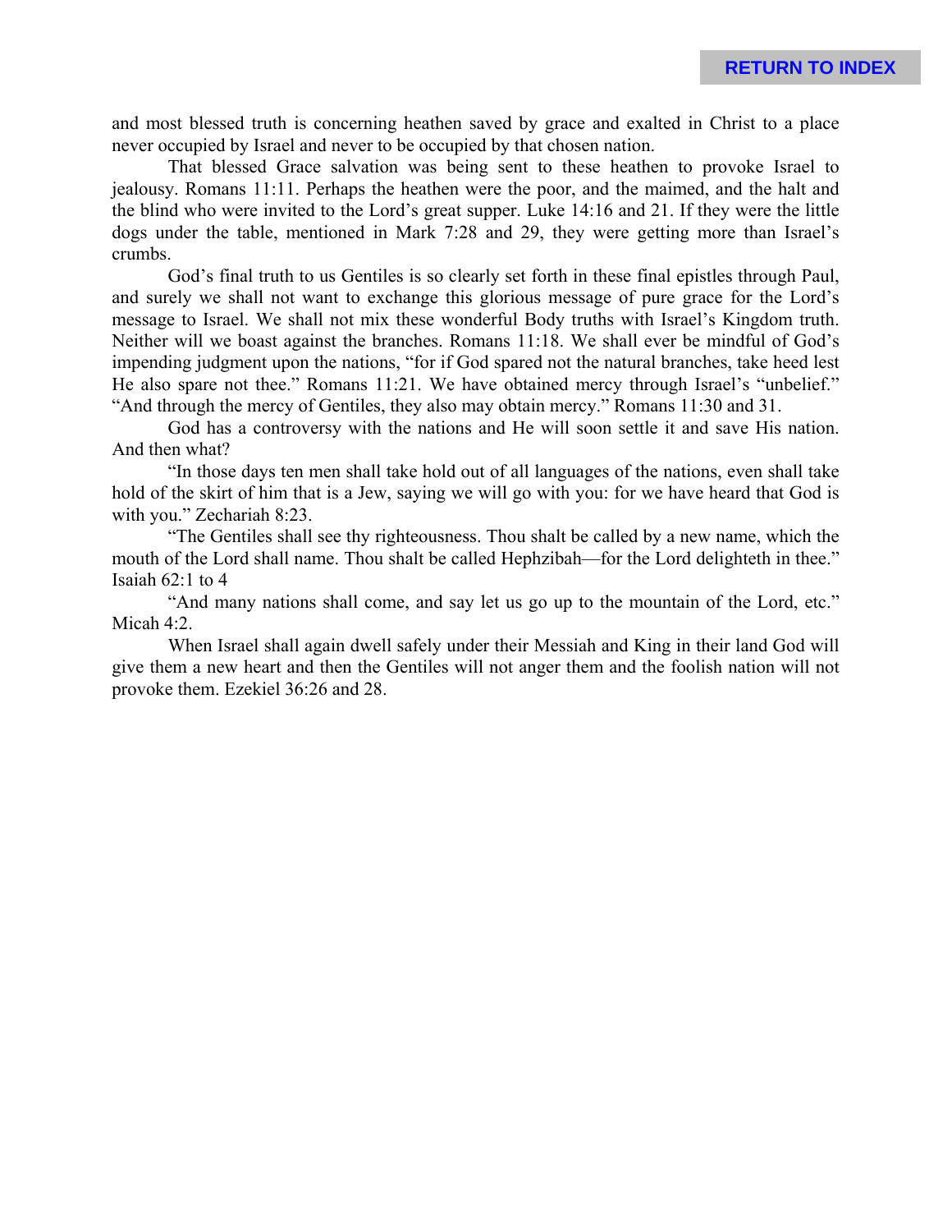and most blessed truth is concerning heathen saved by grace and exalted in Christ to a place never occupied by Israel and never to be occupied by that chosen nation.

That blessed Grace salvation was being sent to these heathen to provoke Israel to jealousy. Romans 11:11. Perhaps the heathen were the poor, and the maimed, and the halt and the blind who were invited to the Lord's great supper. Luke 14:16 and 21. If they were the little dogs under the table, mentioned in Mark 7:28 and 29, they were getting more than Israel's crumbs.

God's final truth to us Gentiles is so clearly set forth in these final epistles through Paul, and surely we shall not want to exchange this glorious message of pure grace for the Lord's message to Israel. We shall not mix these wonderful Body truths with Israel's Kingdom truth. Neither will we boast against the branches. Romans 11:18. We shall ever be mindful of God's impending judgment upon the nations, "for if God spared not the natural branches, take heed lest He also spare not thee." Romans 11:21. We have obtained mercy through Israel's "unbelief." "And through the mercy of Gentiles, they also may obtain mercy." Romans 11:30 and 31.

God has a controversy with the nations and He will soon settle it and save His nation. And then what?

"In those days ten men shall take hold out of all languages of the nations, even shall take hold of the skirt of him that is a Jew, saying we will go with you: for we have heard that God is with you." Zechariah 8:23.

"The Gentiles shall see thy righteousness. Thou shalt be called by a new name, which the mouth of the Lord shall name. Thou shalt be called Hephzibah—for the Lord delighteth in thee." Isaiah 62:1 to 4

"And many nations shall come, and say let us go up to the mountain of the Lord, etc." Micah 4:2.

When Israel shall again dwell safely under their Messiah and King in their land God will give them a new heart and then the Gentiles will not anger them and the foolish nation will not provoke them. Ezekiel 36:26 and 28.